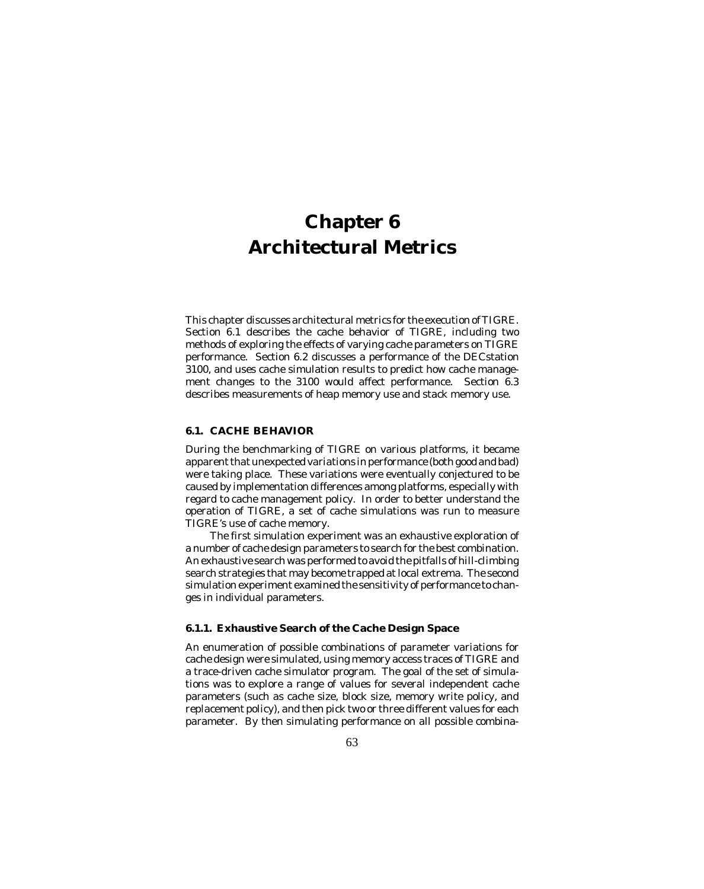# Chapter 6
# Architectural Metrics

This chapter discusses architectural metrics for the execution of TIGRE. Section 6.1 describes the cache behavior of TIGRE, including two methods of exploring the effects of varying cache parameters on TIGRE performance. Section 6.2 discusses a performance of the DECstation 3100, and uses cache simulation results to predict how cache management changes to the 3100 would affect performance. Section 6.3 describes measurements of heap memory use and stack memory use.

## 6.1. CACHE BEHAVIOR

During the benchmarking of TIGRE on various platforms, it became apparent that unexpected variations in performance (both good and bad) were taking place. These variations were eventually conjectured to be caused by implementation differences among platforms, especially with regard to cache management policy. In order to better understand the operation of TIGRE, a set of cache simulations was run to measure TIGRE's use of cache memory.

The first simulation experiment was an exhaustive exploration of a number of cache design parameters to search for the best combination. An exhaustive search was performed to avoid the pitfalls of hill-climbing search strategies that may become trapped at local extrema. The second simulation experiment examined the sensitivity of performance to changes in individual parameters.

### 6.1.1. Exhaustive Search of the Cache Design Space

An enumeration of possible combinations of parameter variations for cache design were simulated, using memory access traces of TIGRE and a trace-driven cache simulator program. The goal of the set of simulations was to explore a range of values for several independent cache parameters (such as cache size, block size, memory write policy, and replacement policy), and then pick two or three different values for each parameter. By then simulating performance on all possible combina-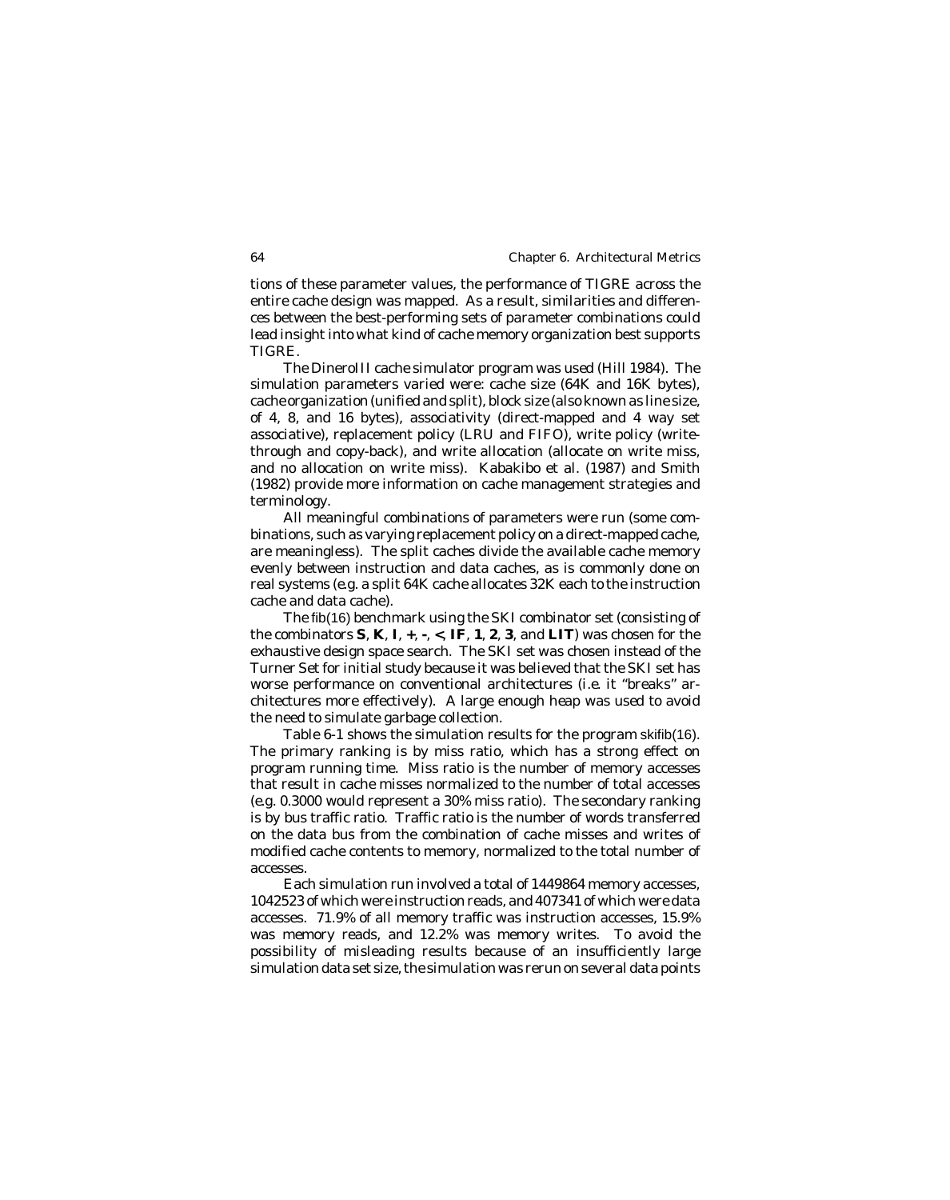tions of these parameter values, the performance of TIGRE across the entire cache design was mapped. As a result, similarities and differences between the best-performing sets of parameter combinations could lead insight into what kind of cache memory organization best supports TIGRE.

The DineroIII cache simulator program was used (Hill 1984). The simulation parameters varied were: cache size (64K and 16K bytes), cache organization (unified and split), block size (also known as line size, of 4, 8, and 16 bytes), associativity (direct-mapped and 4 way set associative), replacement policy (LRU and FIFO), write policy (write-through and copy-back), and write allocation (allocate on write miss, and no allocation on write miss). Kabakibo et al. (1987) and Smith (1982) provide more information on cache management strategies and terminology.

All meaningful combinations of parameters were run (some combinations, such as varying replacement policy on a direct-mapped cache, are meaningless). The split caches divide the available cache memory evenly between instruction and data caches, as is commonly done on real systems (e.g. a split 64K cache allocates 32K each to the instruction cache and data cache).

The fib(16) benchmark using the SKI combinator set (consisting of the combinators **S**, **K**, **I**, **+**, **-**, **<**, **IF**, **1**, **2**, **3**, and **LIT**) was chosen for the exhaustive design space search. The SKI set was chosen instead of the Turner Set for initial study because it was believed that the SKI set has worse performance on conventional architectures (i.e. it "breaks" architectures more effectively). A large enough heap was used to avoid the need to simulate garbage collection.

Table 6-1 shows the simulation results for the program skifib(16). The primary ranking is by miss ratio, which has a strong effect on program running time. Miss ratio is the number of memory accesses that result in cache misses normalized to the number of total accesses (e.g. 0.3000 would represent a 30% miss ratio). The secondary ranking is by bus traffic ratio. Traffic ratio is the number of words transferred on the data bus from the combination of cache misses and writes of modified cache contents to memory, normalized to the total number of accesses.

Each simulation run involved a total of 1449864 memory accesses, 1042523 of which were instruction reads, and 407341 of which were data accesses. 71.9% of all memory traffic was instruction accesses, 15.9% was memory reads, and 12.2% was memory writes. To avoid the possibility of misleading results because of an insufficiently large simulation data set size, the simulation was rerun on several data points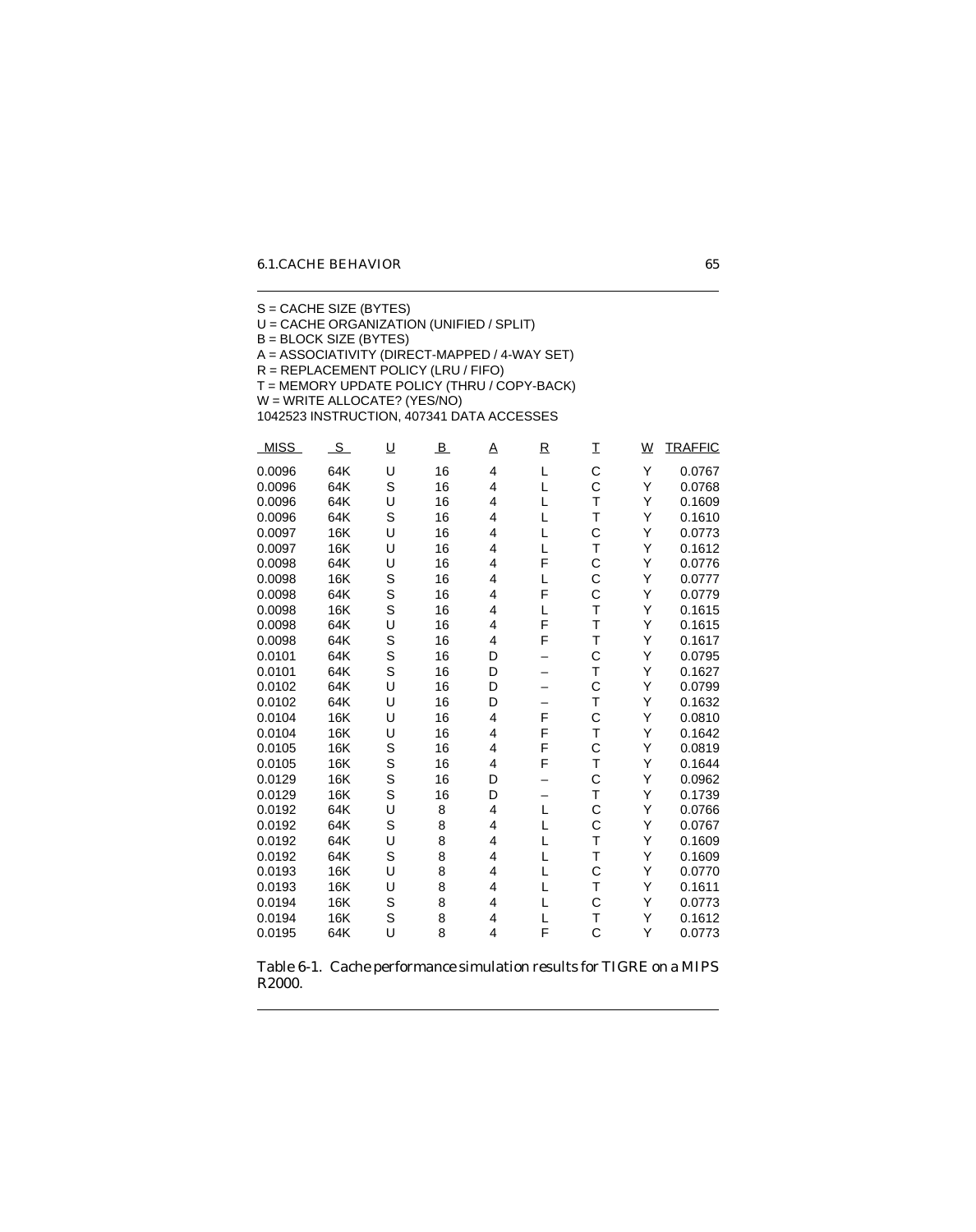S = CACHE SIZE (BYTES)
U = CACHE ORGANIZATION (UNIFIED / SPLIT)
B = BLOCK SIZE (BYTES)
A = ASSOCIATIVITY (DIRECT-MAPPED / 4-WAY SET)
R = REPLACEMENT POLICY (LRU / FIFO)
T = MEMORY UPDATE POLICY (THRU / COPY-BACK)
W = WRITE ALLOCATE? (YES/NO)
1042523 INSTRUCTION, 407341 DATA ACCESSES

| MISS | S | U | B | A | R | T | W | TRAFFIC |
|---|---|---|---|---|---|---|---|---|
| 0.0096 | 64K | U | 16 | 4 | L | C | Y | 0.0767 |
| 0.0096 | 64K | S | 16 | 4 | L | C | Y | 0.0768 |
| 0.0096 | 64K | U | 16 | 4 | L | T | Y | 0.1609 |
| 0.0096 | 64K | S | 16 | 4 | L | T | Y | 0.1610 |
| 0.0097 | 16K | U | 16 | 4 | L | C | Y | 0.0773 |
| 0.0097 | 16K | U | 16 | 4 | L | T | Y | 0.1612 |
| 0.0098 | 64K | U | 16 | 4 | F | C | Y | 0.0776 |
| 0.0098 | 16K | S | 16 | 4 | L | C | Y | 0.0777 |
| 0.0098 | 64K | S | 16 | 4 | F | C | Y | 0.0779 |
| 0.0098 | 16K | S | 16 | 4 | L | T | Y | 0.1615 |
| 0.0098 | 64K | U | 16 | 4 | F | T | Y | 0.1615 |
| 0.0098 | 64K | S | 16 | 4 | F | T | Y | 0.1617 |
| 0.0101 | 64K | S | 16 | D | – | C | Y | 0.0795 |
| 0.0101 | 64K | S | 16 | D | – | T | Y | 0.1627 |
| 0.0102 | 64K | U | 16 | D | – | C | Y | 0.0799 |
| 0.0102 | 64K | U | 16 | D | – | T | Y | 0.1632 |
| 0.0104 | 16K | U | 16 | 4 | F | C | Y | 0.0810 |
| 0.0104 | 16K | U | 16 | 4 | F | T | Y | 0.1642 |
| 0.0105 | 16K | S | 16 | 4 | F | C | Y | 0.0819 |
| 0.0105 | 16K | S | 16 | 4 | F | T | Y | 0.1644 |
| 0.0129 | 16K | S | 16 | D | – | C | Y | 0.0962 |
| 0.0129 | 16K | S | 16 | D | – | T | Y | 0.1739 |
| 0.0192 | 64K | U | 8 | 4 | L | C | Y | 0.0766 |
| 0.0192 | 64K | S | 8 | 4 | L | C | Y | 0.0767 |
| 0.0192 | 64K | U | 8 | 4 | L | T | Y | 0.1609 |
| 0.0192 | 64K | S | 8 | 4 | L | T | Y | 0.1609 |
| 0.0193 | 16K | U | 8 | 4 | L | C | Y | 0.0770 |
| 0.0193 | 16K | U | 8 | 4 | L | T | Y | 0.1611 |
| 0.0194 | 16K | S | 8 | 4 | L | C | Y | 0.0773 |
| 0.0194 | 16K | S | 8 | 4 | L | T | Y | 0.1612 |
| 0.0195 | 64K | U | 8 | 4 | F | C | Y | 0.0773 |

Table 6-1. Cache performance simulation results for TIGRE on a MIPS R2000.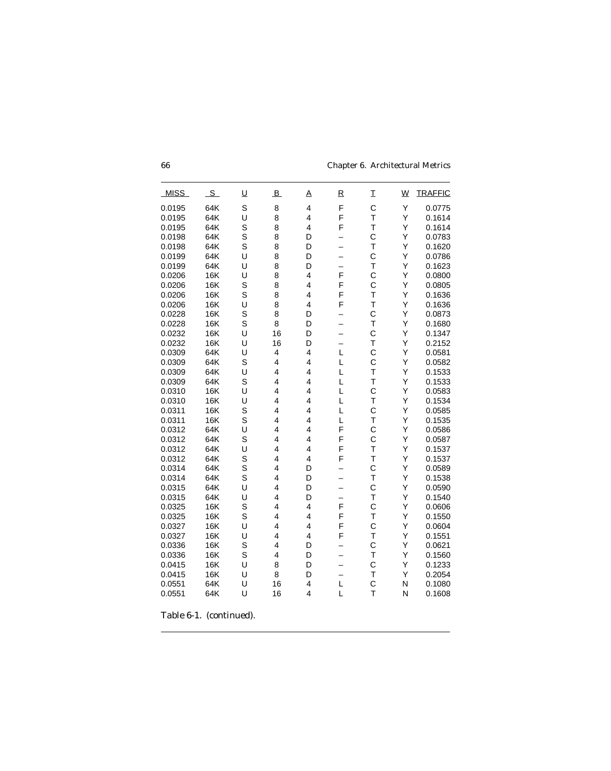| MISS | S | U | B | A | R | T | W | TRAFFIC |
|---|---|---|---|---|---|---|---|---|
| 0.0195 | 64K | S | 8 | 4 | F | C | Y | 0.0775 |
| 0.0195 | 64K | U | 8 | 4 | F | T | Y | 0.1614 |
| 0.0195 | 64K | S | 8 | 4 | F | T | Y | 0.1614 |
| 0.0198 | 64K | S | 8 | D | – | C | Y | 0.0783 |
| 0.0198 | 64K | S | 8 | D | – | T | Y | 0.1620 |
| 0.0199 | 64K | U | 8 | D | – | C | Y | 0.0786 |
| 0.0199 | 64K | U | 8 | D | – | T | Y | 0.1623 |
| 0.0206 | 16K | U | 8 | 4 | F | C | Y | 0.0800 |
| 0.0206 | 16K | S | 8 | 4 | F | C | Y | 0.0805 |
| 0.0206 | 16K | S | 8 | 4 | F | T | Y | 0.1636 |
| 0.0206 | 16K | U | 8 | 4 | F | T | Y | 0.1636 |
| 0.0228 | 16K | S | 8 | D | – | C | Y | 0.0873 |
| 0.0228 | 16K | S | 8 | D | – | T | Y | 0.1680 |
| 0.0232 | 16K | U | 16 | D | – | C | Y | 0.1347 |
| 0.0232 | 16K | U | 16 | D | – | T | Y | 0.2152 |
| 0.0309 | 64K | U | 4 | 4 | L | C | Y | 0.0581 |
| 0.0309 | 64K | S | 4 | 4 | L | C | Y | 0.0582 |
| 0.0309 | 64K | U | 4 | 4 | L | T | Y | 0.1533 |
| 0.0309 | 64K | S | 4 | 4 | L | T | Y | 0.1533 |
| 0.0310 | 16K | U | 4 | 4 | L | C | Y | 0.0583 |
| 0.0310 | 16K | U | 4 | 4 | L | T | Y | 0.1534 |
| 0.0311 | 16K | S | 4 | 4 | L | C | Y | 0.0585 |
| 0.0311 | 16K | S | 4 | 4 | L | T | Y | 0.1535 |
| 0.0312 | 64K | U | 4 | 4 | F | C | Y | 0.0586 |
| 0.0312 | 64K | S | 4 | 4 | F | C | Y | 0.0587 |
| 0.0312 | 64K | U | 4 | 4 | F | T | Y | 0.1537 |
| 0.0312 | 64K | S | 4 | 4 | F | T | Y | 0.1537 |
| 0.0314 | 64K | S | 4 | D | – | C | Y | 0.0589 |
| 0.0314 | 64K | S | 4 | D | – | T | Y | 0.1538 |
| 0.0315 | 64K | U | 4 | D | – | C | Y | 0.0590 |
| 0.0315 | 64K | U | 4 | D | – | T | Y | 0.1540 |
| 0.0325 | 16K | S | 4 | 4 | F | C | Y | 0.0606 |
| 0.0325 | 16K | S | 4 | 4 | F | T | Y | 0.1550 |
| 0.0327 | 16K | U | 4 | 4 | F | C | Y | 0.0604 |
| 0.0327 | 16K | U | 4 | 4 | F | T | Y | 0.1551 |
| 0.0336 | 16K | S | 4 | D | – | C | Y | 0.0621 |
| 0.0336 | 16K | S | 4 | D | – | T | Y | 0.1560 |
| 0.0415 | 16K | U | 8 | D | – | C | Y | 0.1233 |
| 0.0415 | 16K | U | 8 | D | – | T | Y | 0.2054 |
| 0.0551 | 64K | U | 16 | 4 | L | C | N | 0.1080 |
| 0.0551 | 64K | U | 16 | 4 | L | T | N | 0.1608 |

*Table 6-1. (continued).*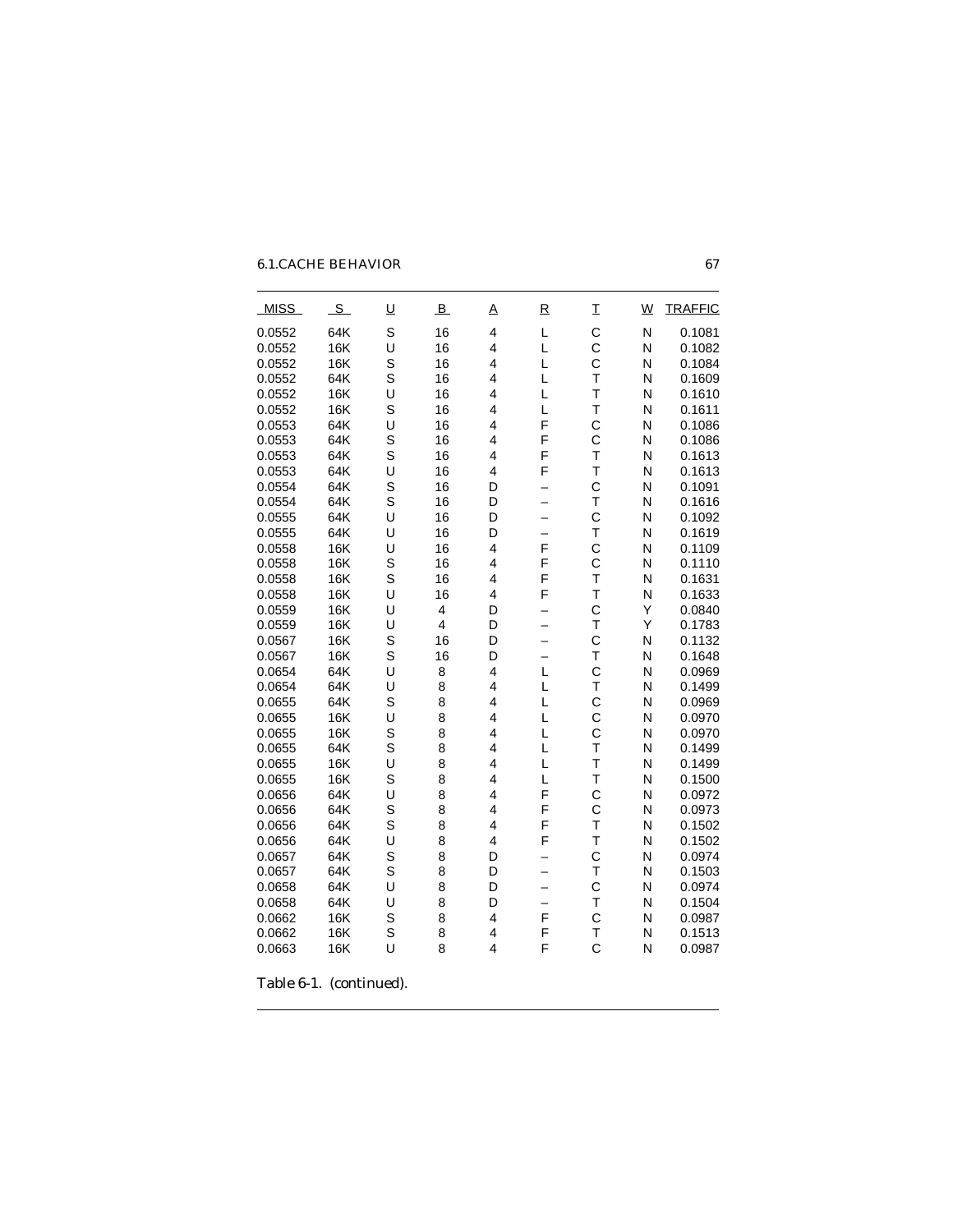| MISS | S | U | B | A | R | T | W | TRAFFIC |
|---|---|---|---|---|---|---|---|---|
| 0.0552 | 64K | S | 16 | 4 | L | C | N | 0.1081 |
| 0.0552 | 16K | U | 16 | 4 | L | C | N | 0.1082 |
| 0.0552 | 16K | S | 16 | 4 | L | C | N | 0.1084 |
| 0.0552 | 64K | S | 16 | 4 | L | T | N | 0.1609 |
| 0.0552 | 16K | U | 16 | 4 | L | T | N | 0.1610 |
| 0.0552 | 16K | S | 16 | 4 | L | T | N | 0.1611 |
| 0.0553 | 64K | U | 16 | 4 | F | C | N | 0.1086 |
| 0.0553 | 64K | S | 16 | 4 | F | C | N | 0.1086 |
| 0.0553 | 64K | S | 16 | 4 | F | T | N | 0.1613 |
| 0.0553 | 64K | U | 16 | 4 | F | T | N | 0.1613 |
| 0.0554 | 64K | S | 16 | D | – | C | N | 0.1091 |
| 0.0554 | 64K | S | 16 | D | – | T | N | 0.1616 |
| 0.0555 | 64K | U | 16 | D | – | C | N | 0.1092 |
| 0.0555 | 64K | U | 16 | D | – | T | N | 0.1619 |
| 0.0558 | 16K | U | 16 | 4 | F | C | N | 0.1109 |
| 0.0558 | 16K | S | 16 | 4 | F | C | N | 0.1110 |
| 0.0558 | 16K | S | 16 | 4 | F | T | N | 0.1631 |
| 0.0558 | 16K | U | 16 | 4 | F | T | N | 0.1633 |
| 0.0559 | 16K | U | 4 | D | – | C | Y | 0.0840 |
| 0.0559 | 16K | U | 4 | D | – | T | Y | 0.1783 |
| 0.0567 | 16K | S | 16 | D | – | C | N | 0.1132 |
| 0.0567 | 16K | S | 16 | D | – | T | N | 0.1648 |
| 0.0654 | 64K | U | 8 | 4 | L | C | N | 0.0969 |
| 0.0654 | 64K | U | 8 | 4 | L | T | N | 0.1499 |
| 0.0655 | 64K | S | 8 | 4 | L | C | N | 0.0969 |
| 0.0655 | 16K | U | 8 | 4 | L | C | N | 0.0970 |
| 0.0655 | 16K | S | 8 | 4 | L | C | N | 0.0970 |
| 0.0655 | 64K | S | 8 | 4 | L | T | N | 0.1499 |
| 0.0655 | 16K | U | 8 | 4 | L | T | N | 0.1499 |
| 0.0655 | 16K | S | 8 | 4 | L | T | N | 0.1500 |
| 0.0656 | 64K | U | 8 | 4 | F | C | N | 0.0972 |
| 0.0656 | 64K | S | 8 | 4 | F | C | N | 0.0973 |
| 0.0656 | 64K | S | 8 | 4 | F | T | N | 0.1502 |
| 0.0656 | 64K | U | 8 | 4 | F | T | N | 0.1502 |
| 0.0657 | 64K | S | 8 | D | – | C | N | 0.0974 |
| 0.0657 | 64K | S | 8 | D | – | T | N | 0.1503 |
| 0.0658 | 64K | U | 8 | D | – | C | N | 0.0974 |
| 0.0658 | 64K | U | 8 | D | – | T | N | 0.1504 |
| 0.0662 | 16K | S | 8 | 4 | F | C | N | 0.0987 |
| 0.0662 | 16K | S | 8 | 4 | F | T | N | 0.1513 |
| 0.0663 | 16K | U | 8 | 4 | F | C | N | 0.0987 |

Table 6-1. (continued).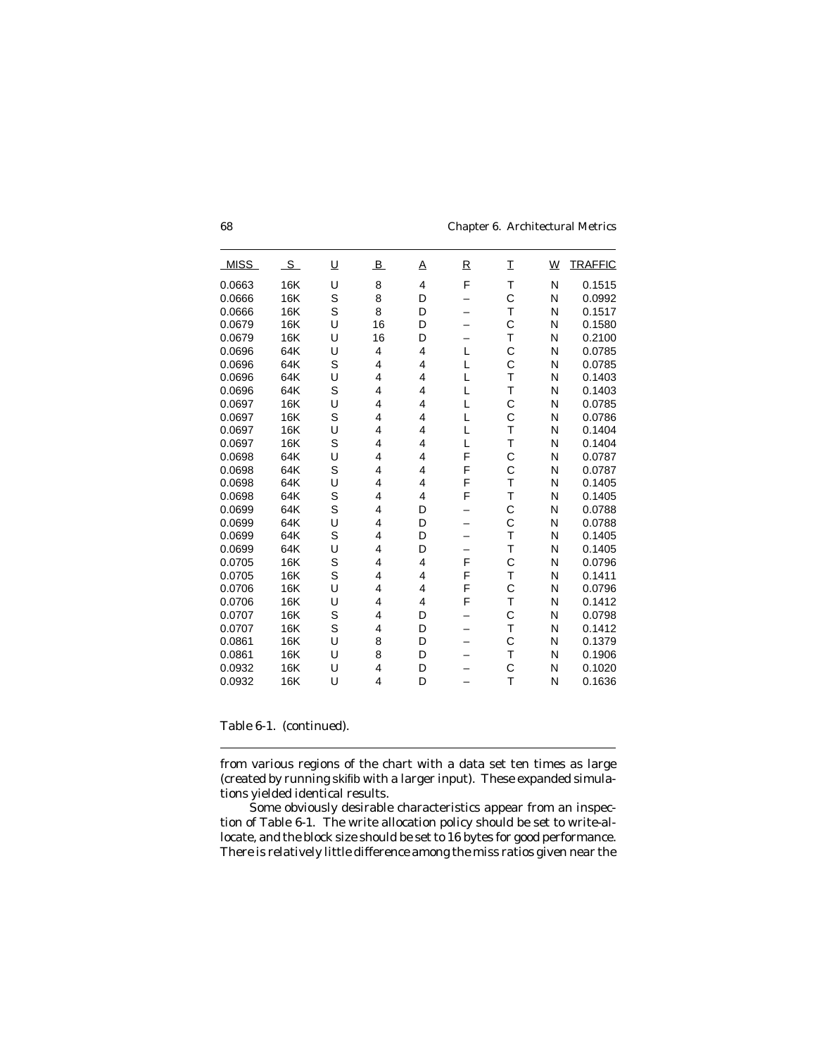| MISS | S | U | B | A | R | T | W | TRAFFIC |
|---|---|---|---|---|---|---|---|---|
| 0.0663 | 16K | U | 8 | 4 | F | T | N | 0.1515 |
| 0.0666 | 16K | S | 8 | D | – | C | N | 0.0992 |
| 0.0666 | 16K | S | 8 | D | – | T | N | 0.1517 |
| 0.0679 | 16K | U | 16 | D | – | C | N | 0.1580 |
| 0.0679 | 16K | U | 16 | D | – | T | N | 0.2100 |
| 0.0696 | 64K | U | 4 | 4 | L | C | N | 0.0785 |
| 0.0696 | 64K | S | 4 | 4 | L | C | N | 0.0785 |
| 0.0696 | 64K | U | 4 | 4 | L | T | N | 0.1403 |
| 0.0696 | 64K | S | 4 | 4 | L | T | N | 0.1403 |
| 0.0697 | 16K | U | 4 | 4 | L | C | N | 0.0785 |
| 0.0697 | 16K | S | 4 | 4 | L | C | N | 0.0786 |
| 0.0697 | 16K | U | 4 | 4 | L | T | N | 0.1404 |
| 0.0697 | 16K | S | 4 | 4 | L | T | N | 0.1404 |
| 0.0698 | 64K | U | 4 | 4 | F | C | N | 0.0787 |
| 0.0698 | 64K | S | 4 | 4 | F | C | N | 0.0787 |
| 0.0698 | 64K | U | 4 | 4 | F | T | N | 0.1405 |
| 0.0698 | 64K | S | 4 | 4 | F | T | N | 0.1405 |
| 0.0699 | 64K | S | 4 | D | – | C | N | 0.0788 |
| 0.0699 | 64K | U | 4 | D | – | C | N | 0.0788 |
| 0.0699 | 64K | S | 4 | D | – | T | N | 0.1405 |
| 0.0699 | 64K | U | 4 | D | – | T | N | 0.1405 |
| 0.0705 | 16K | S | 4 | 4 | F | C | N | 0.0796 |
| 0.0705 | 16K | S | 4 | 4 | F | T | N | 0.1411 |
| 0.0706 | 16K | U | 4 | 4 | F | C | N | 0.0796 |
| 0.0706 | 16K | U | 4 | 4 | F | T | N | 0.1412 |
| 0.0707 | 16K | S | 4 | D | – | C | N | 0.0798 |
| 0.0707 | 16K | S | 4 | D | – | T | N | 0.1412 |
| 0.0861 | 16K | U | 8 | D | – | C | N | 0.1379 |
| 0.0861 | 16K | U | 8 | D | – | T | N | 0.1906 |
| 0.0932 | 16K | U | 4 | D | – | C | N | 0.1020 |
| 0.0932 | 16K | U | 4 | D | – | T | N | 0.1636 |

Table 6-1. (continued).

from various regions of the chart with a data set ten times as large (created by running skifib with a larger input). These expanded simulations yielded identical results.

Some obviously desirable characteristics appear from an inspection of Table 6-1. The write allocation policy should be set to write-allocate, and the block size should be set to 16 bytes for good performance. There is relatively little difference among the miss ratios given near the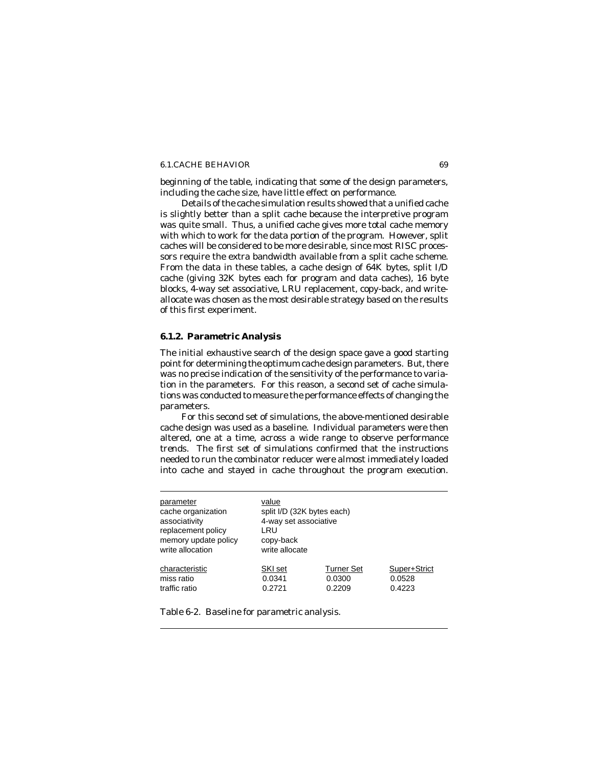beginning of the table, indicating that some of the design parameters, including the cache size, have little effect on performance.

Details of the cache simulation results showed that a unified cache is slightly better than a split cache because the interpretive program was quite small. Thus, a unified cache gives more total cache memory with which to work for the data portion of the program. However, split caches will be considered to be more desirable, since most RISC processors require the extra bandwidth available from a split cache scheme. From the data in these tables, a cache design of 64K bytes, split I/D cache (giving 32K bytes each for program and data caches), 16 byte blocks, 4-way set associative, LRU replacement, copy-back, and write-allocate was chosen as the most desirable strategy based on the results of this first experiment.

### 6.1.2. Parametric Analysis

The initial exhaustive search of the design space gave a good starting point for determining the optimum cache design parameters. But, there was no precise indication of the sensitivity of the performance to variation in the parameters. For this reason, a second set of cache simulations was conducted to measure the performance effects of changing the parameters.

For this second set of simulations, the above-mentioned desirable cache design was used as a baseline. Individual parameters were then altered, one at a time, across a wide range to observe performance trends. The first set of simulations confirmed that the instructions needed to run the combinator reducer were almost immediately loaded into cache and stayed in cache throughout the program execution.

| parameter | value |
| --- | --- |
| cache organization | split I/D (32K bytes each) |
| associativity | 4-way set associative |
| replacement policy | LRU |
| memory update policy | copy-back |
| write allocation | write allocate |

| characteristic | SKI set | Turner Set | Super+Strict |
| --- | --- | --- | --- |
| miss ratio | 0.0341 | 0.0300 | 0.0528 |
| traffic ratio | 0.2721 | 0.2209 | 0.4223 |

Table 6-2. Baseline for parametric analysis.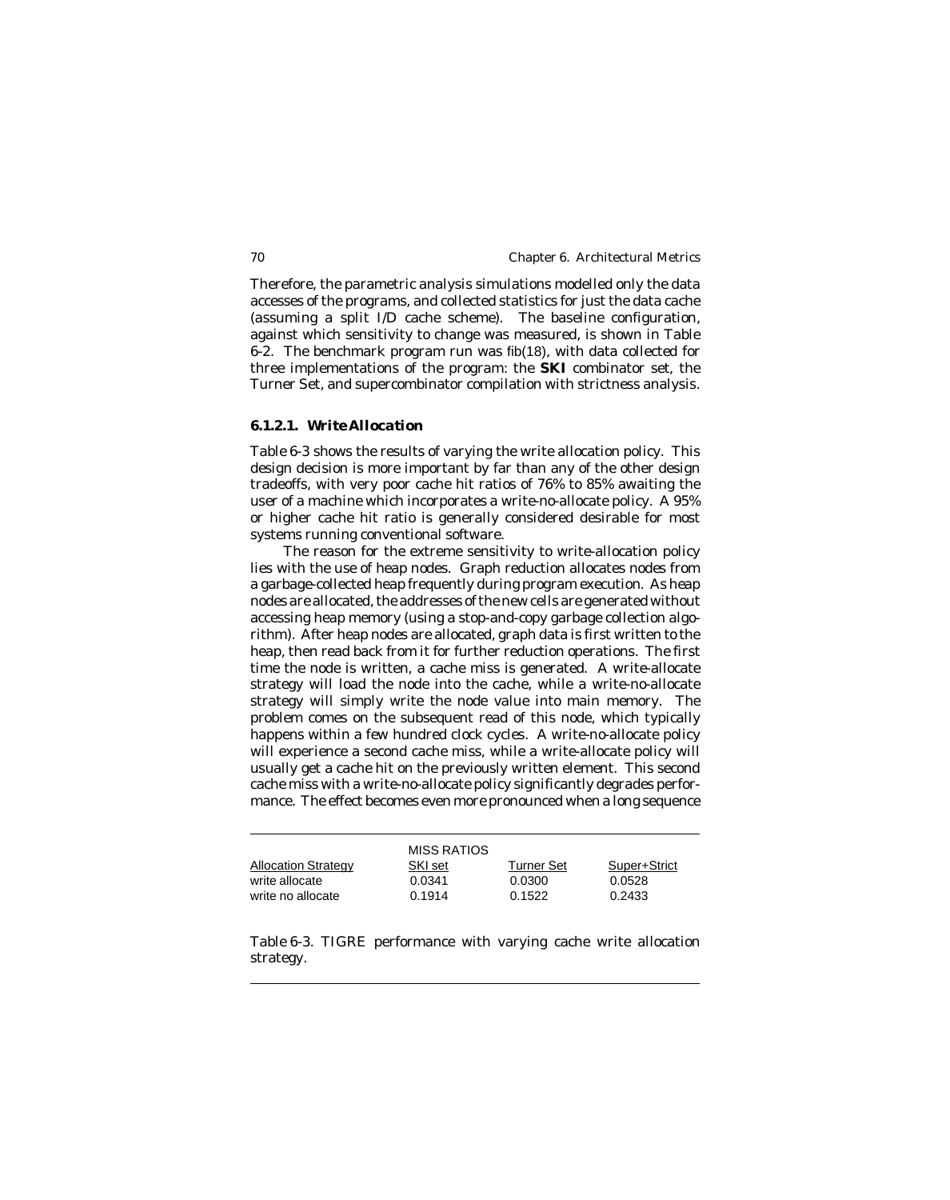Therefore, the parametric analysis simulations modelled only the data accesses of the programs, and collected statistics for just the data cache (assuming a split I/D cache scheme). The baseline configuration, against which sensitivity to change was measured, is shown in Table 6-2. The benchmark program run was fib(18), with data collected for three implementations of the program: the **SKI** combinator set, the Turner Set, and supercombinator compilation with strictness analysis.

#### 6.1.2.1. Write Allocation

Table 6-3 shows the results of varying the write allocation policy. This design decision is more important by far than any of the other design tradeoffs, with very poor cache hit ratios of 76% to 85% awaiting the user of a machine which incorporates a write-no-allocate policy. A 95% or higher cache hit ratio is generally considered desirable for most systems running conventional software.

The reason for the extreme sensitivity to write-allocation policy lies with the use of heap nodes. Graph reduction allocates nodes from a garbage-collected heap frequently during program execution. As heap nodes are allocated, the addresses of the new cells are generated without accessing heap memory (using a stop-and-copy garbage collection algorithm). After heap nodes are allocated, graph data is first written to the heap, then read back from it for further reduction operations. The first time the node is written, a cache miss is generated. A write-allocate strategy will load the node into the cache, while a write-no-allocate strategy will simply write the node value into main memory. The problem comes on the subsequent read of this node, which typically happens within a few hundred clock cycles. A write-no-allocate policy will experience a second cache miss, while a write-allocate policy will usually get a cache hit on the previously written element. This second cache miss with a write-no-allocate policy significantly degrades performance. The effect becomes even more pronounced when a long sequence

| | MISS RATIOS | | |
|---|---|---|---|
| Allocation Strategy | SKI set | Turner Set | Super+Strict |
| write allocate | 0.0341 | 0.0300 | 0.0528 |
| write no allocate | 0.1914 | 0.1522 | 0.2433 |

Table 6-3. TIGRE performance with varying cache write allocation strategy.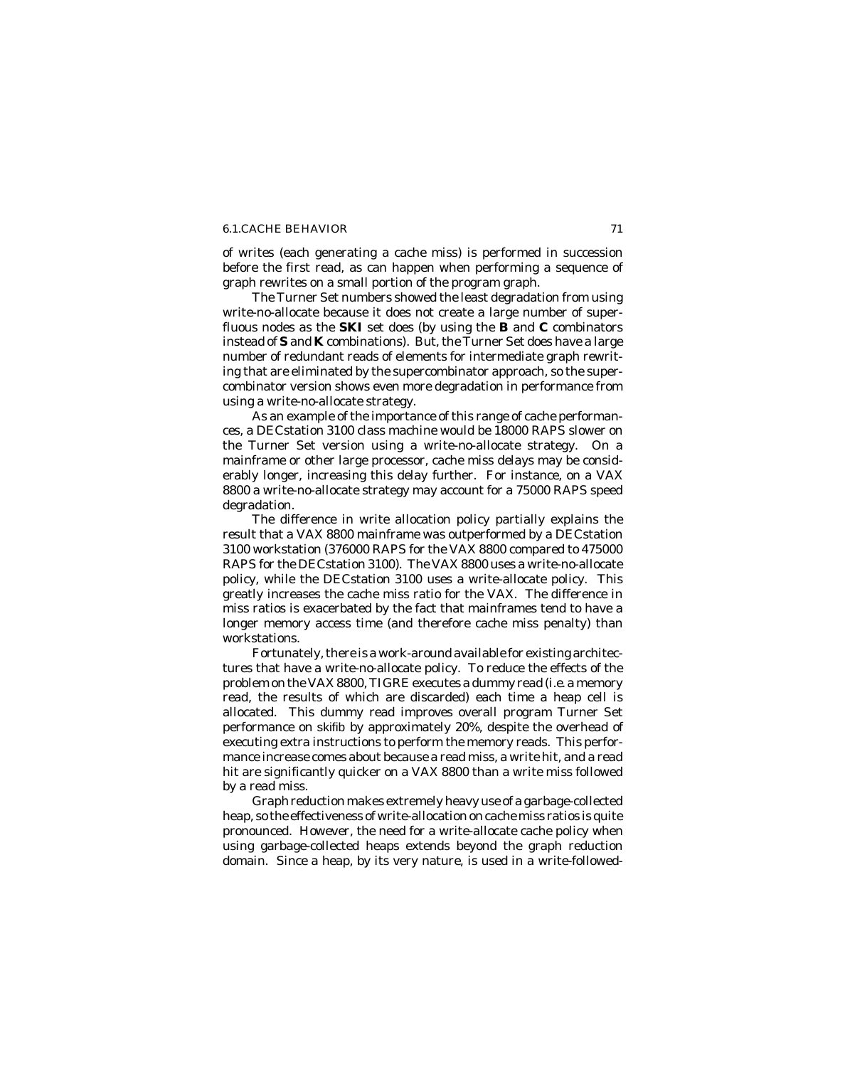of writes (each generating a cache miss) is performed in succession before the first read, as can happen when performing a sequence of graph rewrites on a small portion of the program graph.

The Turner Set numbers showed the least degradation from using write-no-allocate because it does not create a large number of superfluous nodes as the **SKI** set does (by using the **B** and **C** combinators instead of **S** and **K** combinations). But, the Turner Set does have a large number of redundant reads of elements for intermediate graph rewriting that are eliminated by the supercombinator approach, so the supercombinator version shows even more degradation in performance from using a write-no-allocate strategy.

As an example of the importance of this range of cache performances, a DECstation 3100 class machine would be 18000 RAPS slower on the Turner Set version using a write-no-allocate strategy. On a mainframe or other large processor, cache miss delays may be considerably longer, increasing this delay further. For instance, on a VAX 8800 a write-no-allocate strategy may account for a 75000 RAPS speed degradation.

The difference in write allocation policy partially explains the result that a VAX 8800 mainframe was outperformed by a DECstation 3100 workstation (376000 RAPS for the VAX 8800 compared to 475000 RAPS for the DECstation 3100). The VAX 8800 uses a write-no-allocate policy, while the DECstation 3100 uses a write-allocate policy. This greatly increases the cache miss ratio for the VAX. The difference in miss ratios is exacerbated by the fact that mainframes tend to have a longer memory access time (and therefore cache miss penalty) than workstations.

Fortunately, there is a work-around available for existing architectures that have a write-no-allocate policy. To reduce the effects of the problem on the VAX 8800, TIGRE executes a dummy read (i.e. a memory read, the results of which are discarded) each time a heap cell is allocated. This dummy read improves overall program Turner Set performance on skifib by approximately 20%, despite the overhead of executing extra instructions to perform the memory reads. This performance increase comes about because a read miss, a write hit, and a read hit are significantly quicker on a VAX 8800 than a write miss followed by a read miss.

Graph reduction makes extremely heavy use of a garbage-collected heap, so the effectiveness of write-allocation on cache miss ratios is quite pronounced. However, the need for a write-allocate cache policy when using garbage-collected heaps extends beyond the graph reduction domain. Since a heap, by its very nature, is used in a write-followed-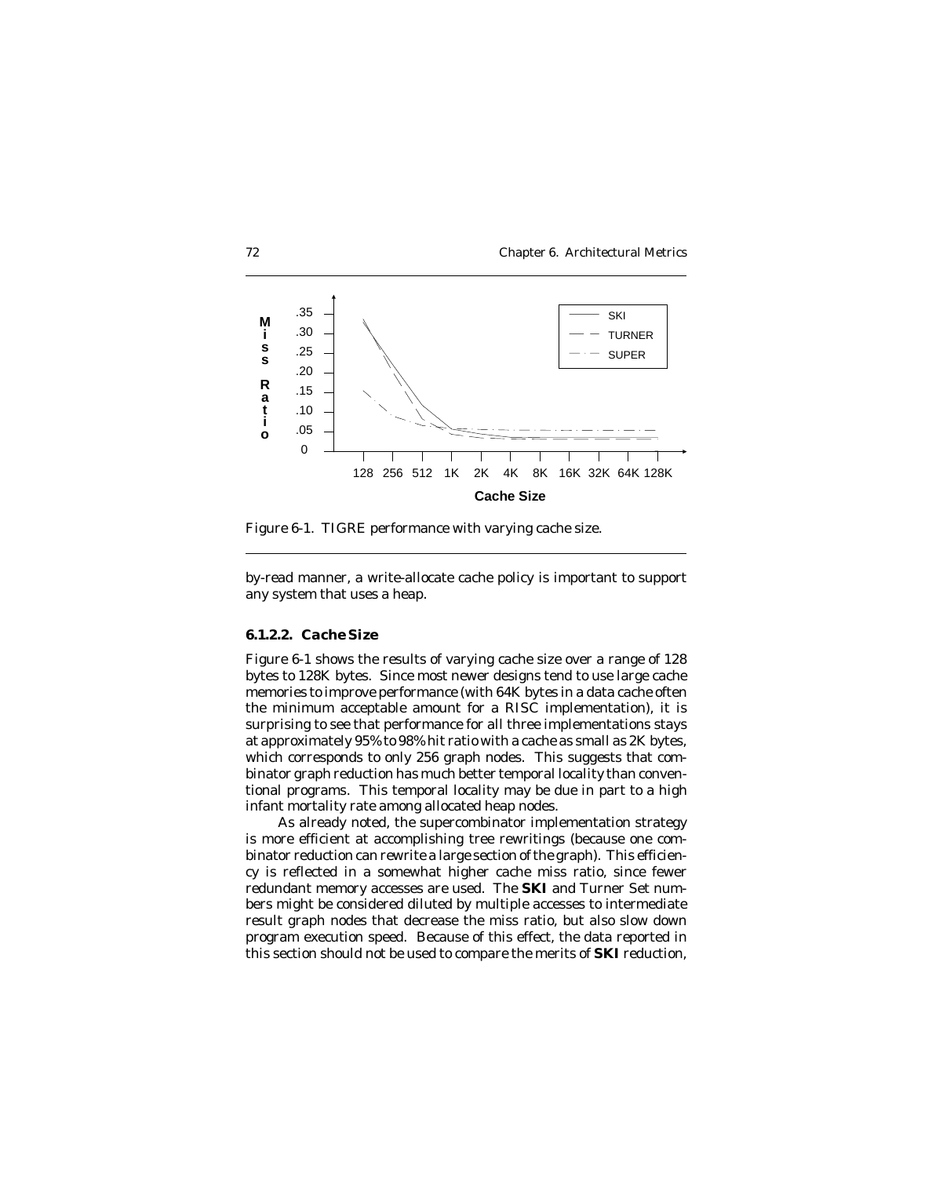Figure 6-1. TIGRE performance with varying cache size.

by-read manner, a write-allocate cache policy is important to support any system that uses a heap.

#### 6.1.2.2. Cache Size

Figure 6-1 shows the results of varying cache size over a range of 128 bytes to 128K bytes. Since most newer designs tend to use large cache memories to improve performance (with 64K bytes in a data cache often the minimum acceptable amount for a RISC implementation), it is surprising to see that performance for all three implementations stays at approximately 95% to 98% hit ratio with a cache as small as 2K bytes, which corresponds to only 256 graph nodes. This suggests that combinator graph reduction has much better temporal locality than conventional programs. This temporal locality may be due in part to a high infant mortality rate among allocated heap nodes.

As already noted, the supercombinator implementation strategy is more efficient at accomplishing tree rewritings (because one combinator reduction can rewrite a large section of the graph). This efficiency is reflected in a somewhat higher cache miss ratio, since fewer redundant memory accesses are used. The **SKI** and Turner Set numbers might be considered diluted by multiple accesses to intermediate result graph nodes that decrease the miss ratio, but also slow down program execution speed. Because of this effect, the data reported in this section should not be used to compare the merits of **SKI** reduction,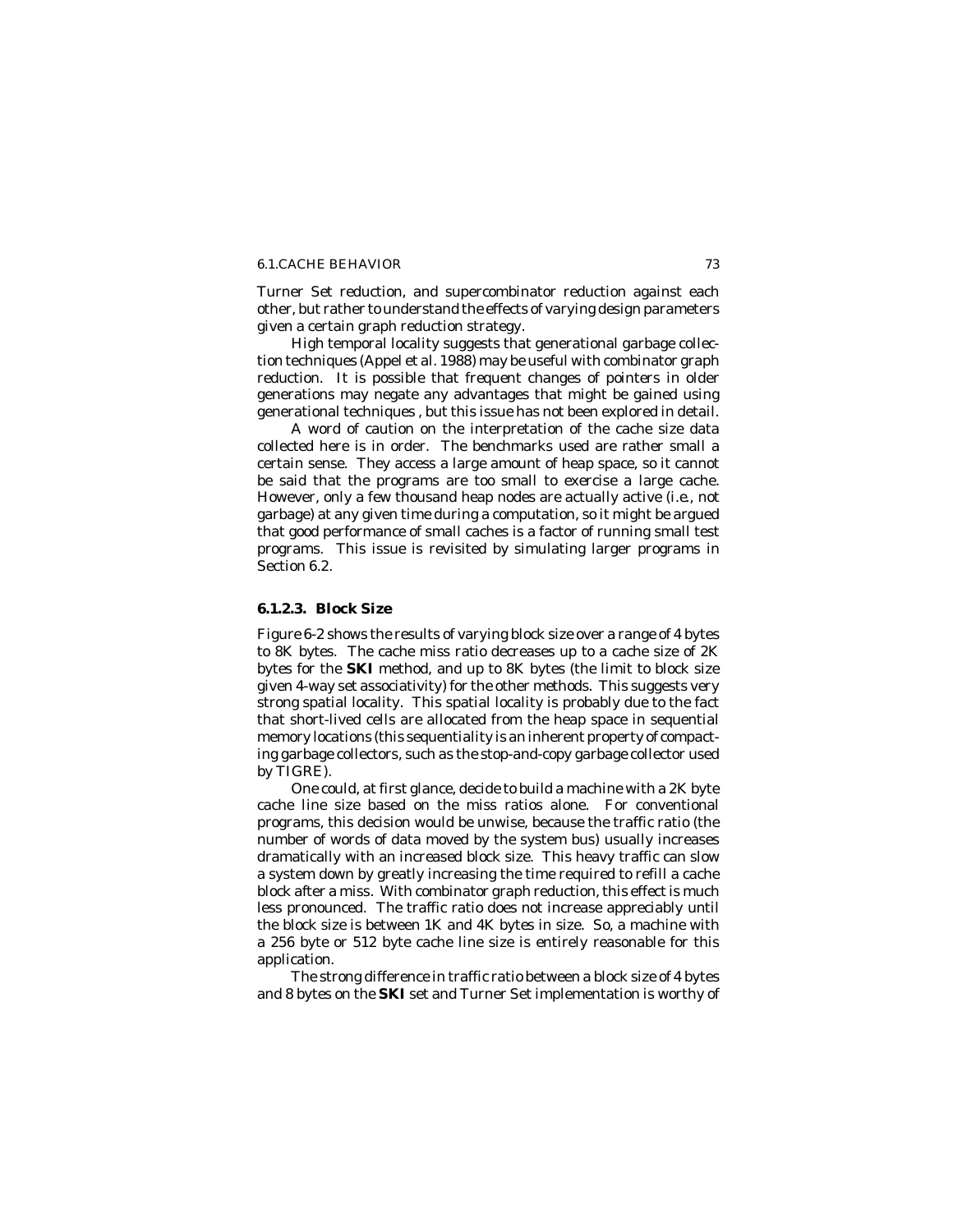Turner Set reduction, and supercombinator reduction against each other, but rather to understand the effects of varying design parameters given a certain graph reduction strategy.

High temporal locality suggests that generational garbage collection techniques (Appel et al. 1988) may be useful with combinator graph reduction. It is possible that frequent changes of pointers in older generations may negate any advantages that might be gained using generational techniques , but this issue has not been explored in detail.

A word of caution on the interpretation of the cache size data collected here is in order. The benchmarks used are rather small a certain sense. They access a large amount of heap space, so it cannot be said that the programs are too small to exercise a large cache. However, only a few thousand heap nodes are actually active (i.e., not garbage) at any given time during a computation, so it might be argued that good performance of small caches is a factor of running small test programs. This issue is revisited by simulating larger programs in Section 6.2.

#### 6.1.2.3. Block Size

Figure 6-2 shows the results of varying block size over a range of 4 bytes to 8K bytes. The cache miss ratio decreases up to a cache size of 2K bytes for the **SKI** method, and up to 8K bytes (the limit to block size given 4-way set associativity) for the other methods. This suggests very strong spatial locality. This spatial locality is probably due to the fact that short-lived cells are allocated from the heap space in sequential memory locations (this sequentiality is an inherent property of compacting garbage collectors, such as the stop-and-copy garbage collector used by TIGRE).

One could, at first glance, decide to build a machine with a 2K byte cache line size based on the miss ratios alone. For conventional programs, this decision would be unwise, because the traffic ratio (the number of words of data moved by the system bus) usually increases dramatically with an increased block size. This heavy traffic can slow a system down by greatly increasing the time required to refill a cache block after a miss. With combinator graph reduction, this effect is much less pronounced. The traffic ratio does not increase appreciably until the block size is between 1K and 4K bytes in size. So, a machine with a 256 byte or 512 byte cache line size is entirely reasonable for this application.

The strong difference in traffic ratio between a block size of 4 bytes and 8 bytes on the **SKI** set and Turner Set implementation is worthy of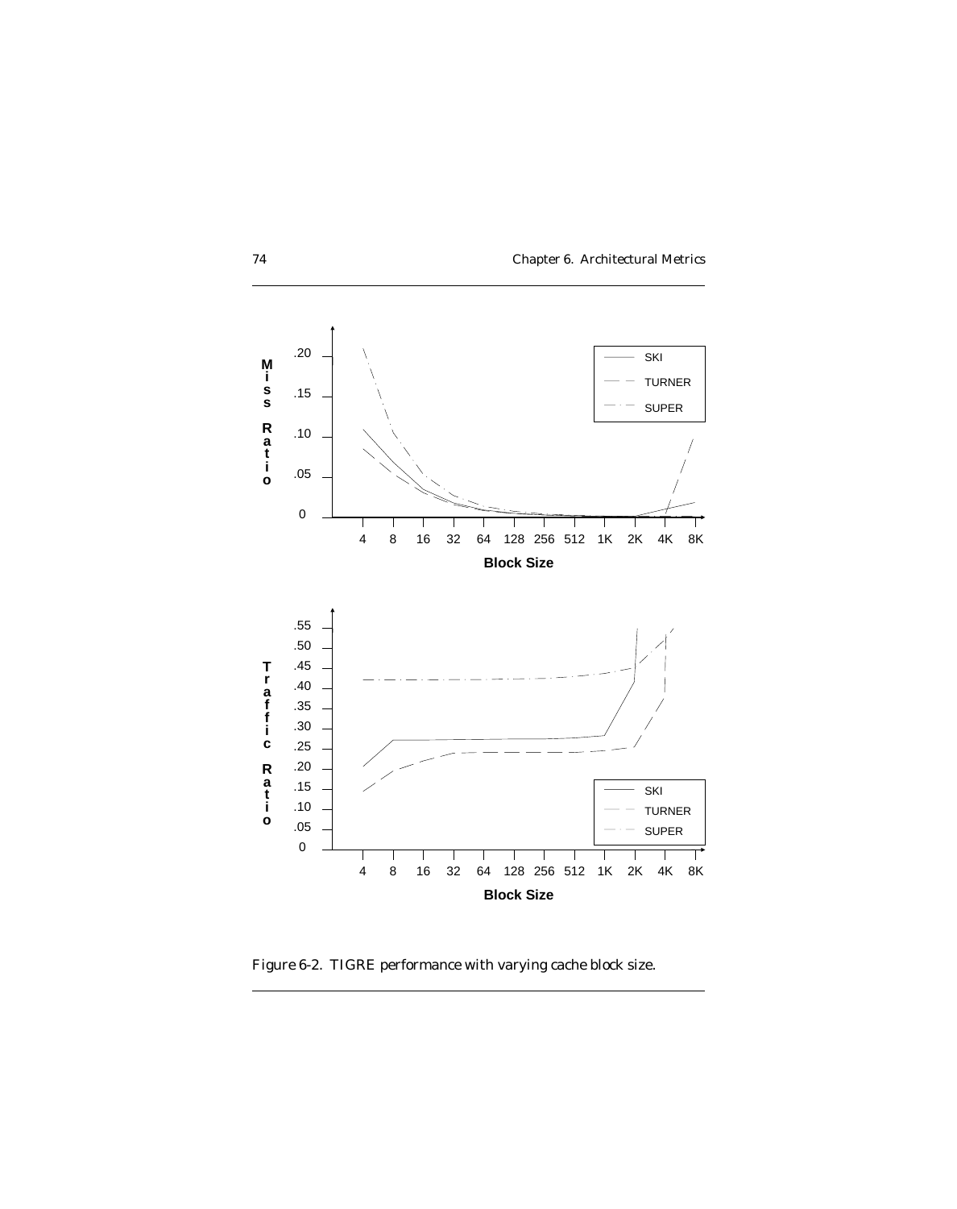Figure 6-2. TIGRE performance with varying cache block size.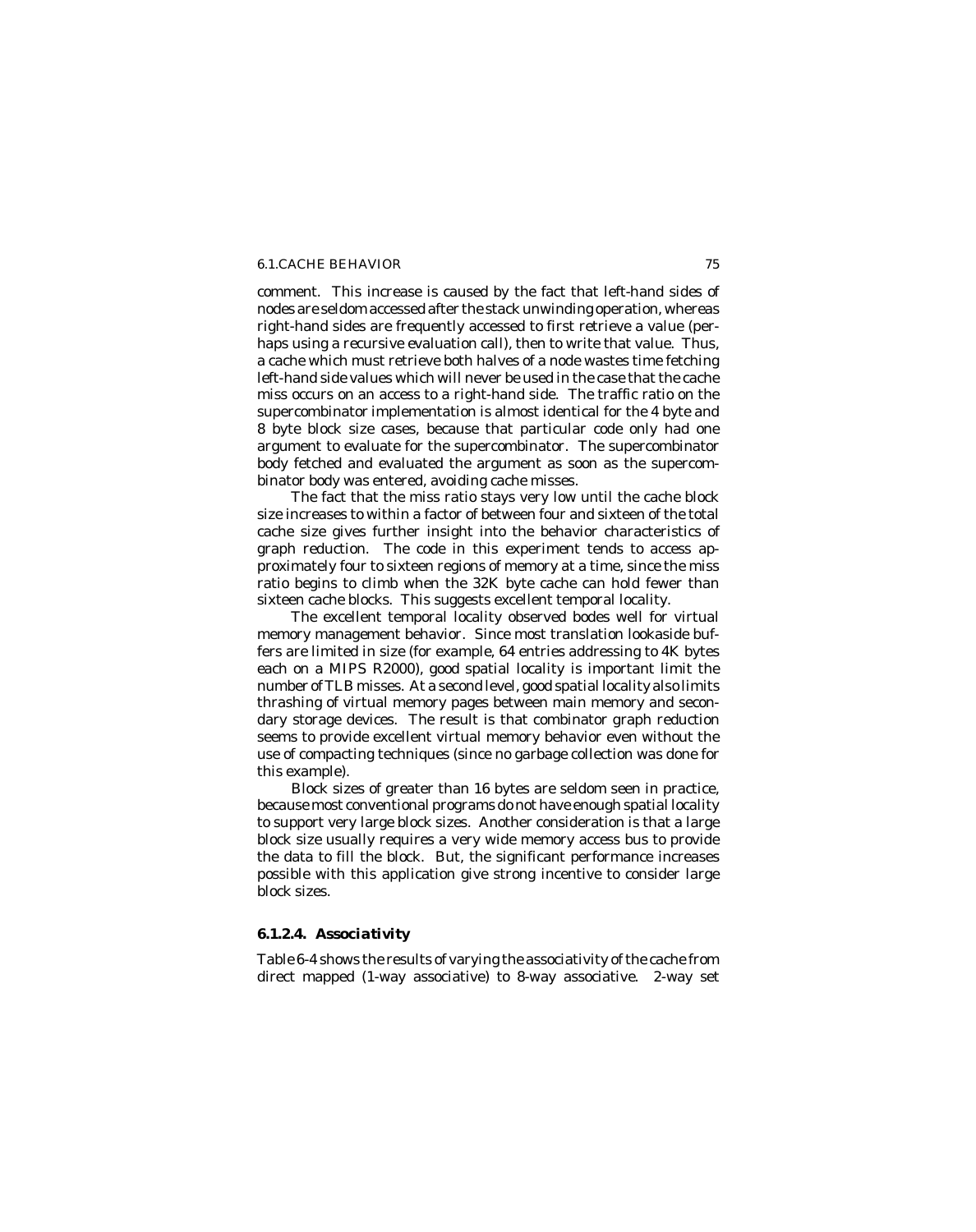comment. This increase is caused by the fact that left-hand sides of nodes are seldom accessed after the stack unwinding operation, whereas right-hand sides are frequently accessed to first retrieve a value (perhaps using a recursive evaluation call), then to write that value. Thus, a cache which must retrieve both halves of a node wastes time fetching left-hand side values which will never be used in the case that the cache miss occurs on an access to a right-hand side. The traffic ratio on the supercombinator implementation is almost identical for the 4 byte and 8 byte block size cases, because that particular code only had one argument to evaluate for the supercombinator. The supercombinator body fetched and evaluated the argument as soon as the supercombinator body was entered, avoiding cache misses.

The fact that the miss ratio stays very low until the cache block size increases to within a factor of between four and sixteen of the total cache size gives further insight into the behavior characteristics of graph reduction. The code in this experiment tends to access approximately four to sixteen regions of memory at a time, since the miss ratio begins to climb when the 32K byte cache can hold fewer than sixteen cache blocks. This suggests excellent temporal locality.

The excellent temporal locality observed bodes well for virtual memory management behavior. Since most translation lookaside buffers are limited in size (for example, 64 entries addressing to 4K bytes each on a MIPS R2000), good spatial locality is important limit the number of TLB misses. At a second level, good spatial locality also limits thrashing of virtual memory pages between main memory and secondary storage devices. The result is that combinator graph reduction seems to provide excellent virtual memory behavior even without the use of compacting techniques (since no garbage collection was done for this example).

Block sizes of greater than 16 bytes are seldom seen in practice, because most conventional programs do not have enough spatial locality to support very large block sizes. Another consideration is that a large block size usually requires a very wide memory access bus to provide the data to fill the block. But, the significant performance increases possible with this application give strong incentive to consider large block sizes.

#### 6.1.2.4. Associativity

Table 6-4 shows the results of varying the associativity of the cache from direct mapped (1-way associative) to 8-way associative. 2-way set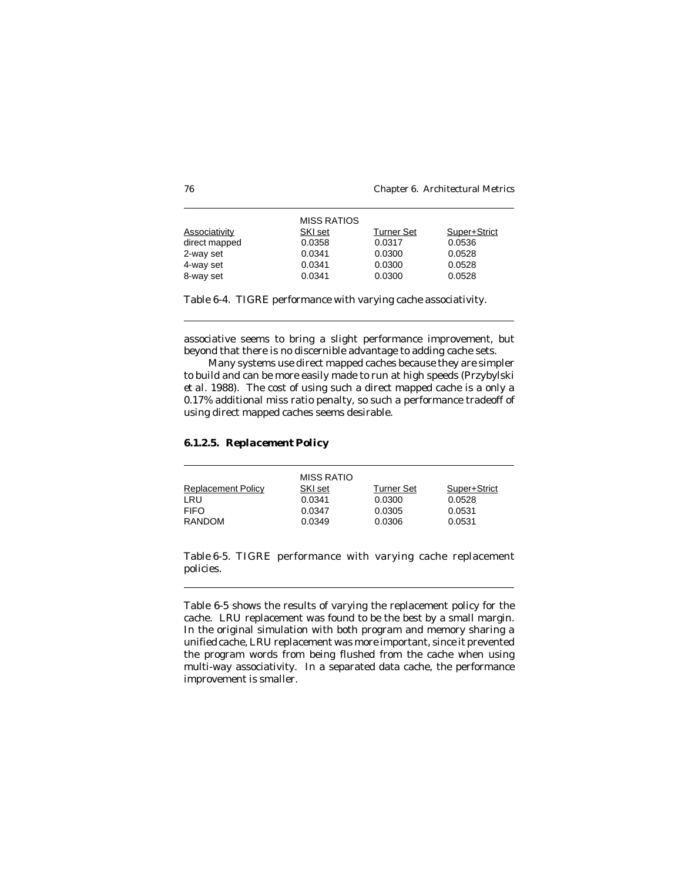| | MISS RATIOS | | |
|---|---|---|---|
| Associativity | SKI set | Turner Set | Super+Strict |
| direct mapped | 0.0358 | 0.0317 | 0.0536 |
| 2-way set | 0.0341 | 0.0300 | 0.0528 |
| 4-way set | 0.0341 | 0.0300 | 0.0528 |
| 8-way set | 0.0341 | 0.0300 | 0.0528 |

Table 6-4. TIGRE performance with varying cache associativity.

associative seems to bring a slight performance improvement, but beyond that there is no discernible advantage to adding cache sets.

Many systems use direct mapped caches because they are simpler to build and can be more easily made to run at high speeds (Przybylski *et al.* 1988). The cost of using such a direct mapped cache is a only a 0.17% additional miss ratio penalty, so such a performance tradeoff of using direct mapped caches seems desirable.

#### 6.1.2.5. Replacement Policy

| | MISS RATIO | | |
|---|---|---|---|
| Replacement Policy | SKI set | Turner Set | Super+Strict |
| LRU | 0.0341 | 0.0300 | 0.0528 |
| FIFO | 0.0347 | 0.0305 | 0.0531 |
| RANDOM | 0.0349 | 0.0306 | 0.0531 |

Table 6-5. TIGRE performance with varying cache replacement policies.

Table 6-5 shows the results of varying the replacement policy for the cache. LRU replacement was found to be the best by a small margin. In the original simulation with both program and memory sharing a unified cache, LRU replacement was more important, since it prevented the program words from being flushed from the cache when using multi-way associativity. In a separated data cache, the performance improvement is smaller.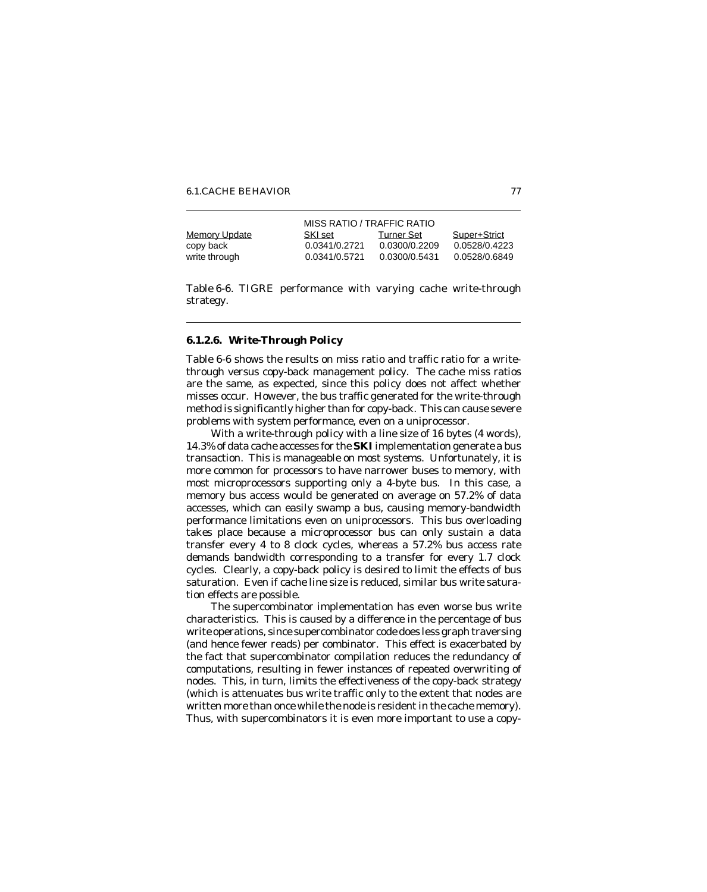| | MISS RATIO / TRAFFIC RATIO | | |
|---|---|---|---|
| Memory Update | SKI set | Turner Set | Super+Strict |
| copy back | 0.0341/0.2721 | 0.0300/0.2209 | 0.0528/0.4223 |
| write through | 0.0341/0.5721 | 0.0300/0.5431 | 0.0528/0.6849 |

Table 6-6. TIGRE performance with varying cache write-through strategy.

#### 6.1.2.6. Write-Through Policy

Table 6-6 shows the results on miss ratio and traffic ratio for a write-through versus copy-back management policy. The cache miss ratios are the same, as expected, since this policy does not affect whether misses occur. However, the bus traffic generated for the write-through method is significantly higher than for copy-back. This can cause severe problems with system performance, even on a uniprocessor.

With a write-through policy with a line size of 16 bytes (4 words), 14.3% of data cache accesses for the **SKI** implementation generate a bus transaction. This is manageable on most systems. Unfortunately, it is more common for processors to have narrower buses to memory, with most microprocessors supporting only a 4-byte bus. In this case, a memory bus access would be generated on average on 57.2% of data accesses, which can easily swamp a bus, causing memory-bandwidth performance limitations even on uniprocessors. This bus overloading takes place because a microprocessor bus can only sustain a data transfer every 4 to 8 clock cycles, whereas a 57.2% bus access rate demands bandwidth corresponding to a transfer for every 1.7 clock cycles. Clearly, a copy-back policy is desired to limit the effects of bus saturation. Even if cache line size is reduced, similar bus write saturation effects are possible.

The supercombinator implementation has even worse bus write characteristics. This is caused by a difference in the percentage of bus write operations, since supercombinator code does less graph traversing (and hence fewer reads) per combinator. This effect is exacerbated by the fact that supercombinator compilation reduces the redundancy of computations, resulting in fewer instances of repeated overwriting of nodes. This, in turn, limits the effectiveness of the copy-back strategy (which is attenuates bus write traffic only to the extent that nodes are written more than once while the node is resident in the cache memory). Thus, with supercombinators it is even more important to use a copy-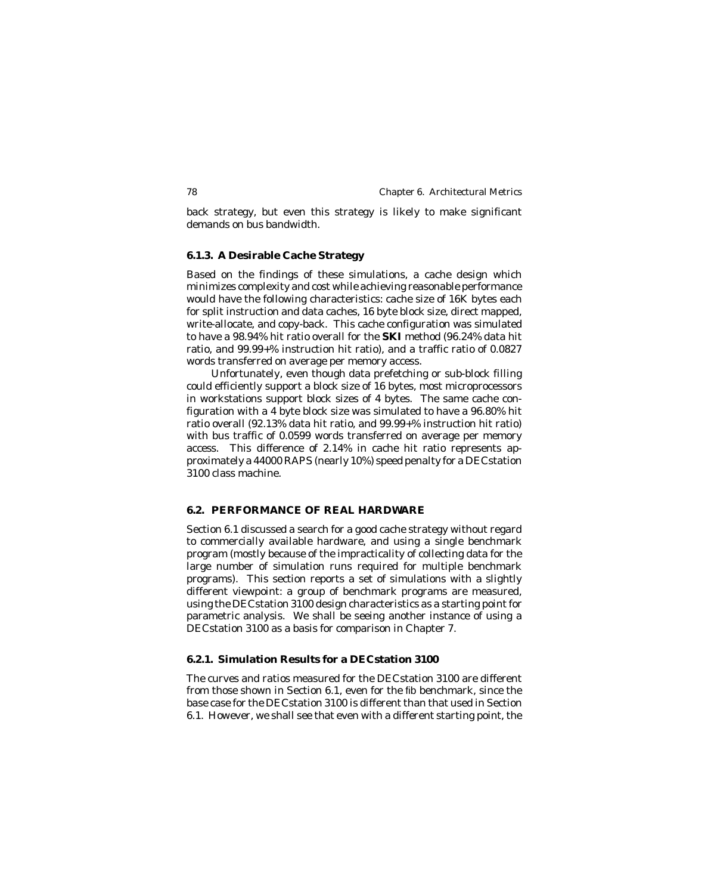back strategy, but even this strategy is likely to make significant demands on bus bandwidth.

### 6.1.3. A Desirable Cache Strategy

Based on the findings of these simulations, a cache design which minimizes complexity and cost while achieving reasonable performance would have the following characteristics: cache size of 16K bytes each for split instruction and data caches, 16 byte block size, direct mapped, write-allocate, and copy-back. This cache configuration was simulated to have a 98.94% hit ratio overall for the **SKI** method (96.24% data hit ratio, and 99.99+% instruction hit ratio), and a traffic ratio of 0.0827 words transferred on average per memory access.

Unfortunately, even though data prefetching or sub-block filling could efficiently support a block size of 16 bytes, most microprocessors in workstations support block sizes of 4 bytes. The same cache configuration with a 4 byte block size was simulated to have a 96.80% hit ratio overall (92.13% data hit ratio, and 99.99+% instruction hit ratio) with bus traffic of 0.0599 words transferred on average per memory access. This difference of 2.14% in cache hit ratio represents approximately a 44000 RAPS (nearly 10%) speed penalty for a DECstation 3100 class machine.

## 6.2. PERFORMANCE OF REAL HARDWARE

Section 6.1 discussed a search for a good cache strategy without regard to commercially available hardware, and using a single benchmark program (mostly because of the impracticality of collecting data for the large number of simulation runs required for multiple benchmark programs). This section reports a set of simulations with a slightly different viewpoint: a group of benchmark programs are measured, using the DECstation 3100 design characteristics as a starting point for parametric analysis. We shall be seeing another instance of using a DECstation 3100 as a basis for comparison in Chapter 7.

### 6.2.1. Simulation Results for a DECstation 3100

The curves and ratios measured for the DECstation 3100 are different from those shown in Section 6.1, even for the fib benchmark, since the base case for the DECstation 3100 is different than that used in Section 6.1. However, we shall see that even with a different starting point, the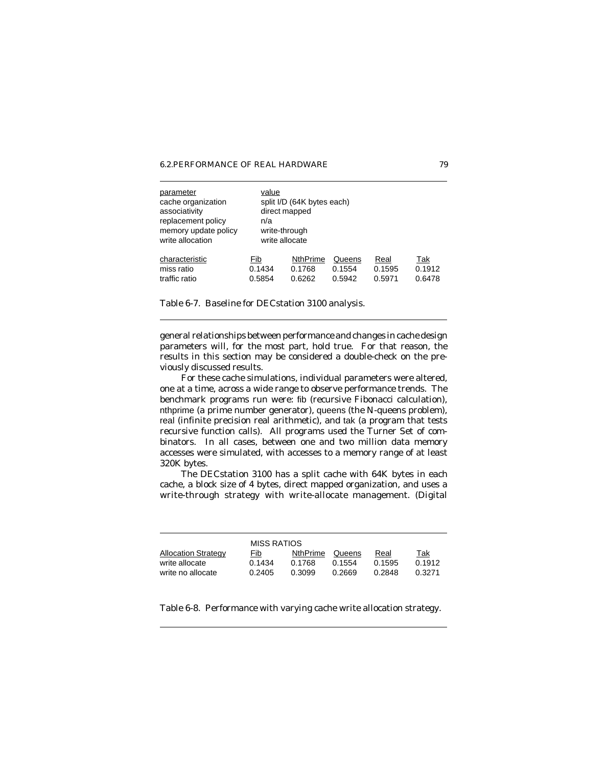| parameter | value | | | | |
|---|---|---|---|---|---|
| cache organization | split I/D (64K bytes each) | | | | |
| associativity | direct mapped | | | | |
| replacement policy | n/a | | | | |
| memory update policy | write-through | | | | |
| write allocation | write allocate | | | | |
| **characteristic** | **Fib** | **NthPrime** | **Queens** | **Real** | **Tak** |
| miss ratio | 0.1434 | 0.1768 | 0.1554 | 0.1595 | 0.1912 |
| traffic ratio | 0.5854 | 0.6262 | 0.5942 | 0.5971 | 0.6478 |

Table 6-7. Baseline for DECstation 3100 analysis.

general relationships between performance and changes in cache design parameters will, for the most part, hold true. For that reason, the results in this section may be considered a double-check on the previously discussed results.

For these cache simulations, individual parameters were altered, one at a time, across a wide range to observe performance trends. The benchmark programs run were: fib (recursive Fibonacci calculation), nthprime (a prime number generator), queens (the N-queens problem), real (infinite precision real arithmetic), and tak (a program that tests recursive function calls). All programs used the Turner Set of combinators. In all cases, between one and two million data memory accesses were simulated, with accesses to a memory range of at least 320K bytes.

The DECstation 3100 has a split cache with 64K bytes in each cache, a block size of 4 bytes, direct mapped organization, and uses a write-through strategy with write-allocate management. (Digital

| | MISS RATIOS | | | | |
|---|---|---|---|---|---|
| Allocation Strategy | Fib | NthPrime | Queens | Real | Tak |
| write allocate | 0.1434 | 0.1768 | 0.1554 | 0.1595 | 0.1912 |
| write no allocate | 0.2405 | 0.3099 | 0.2669 | 0.2848 | 0.3271 |

Table 6-8. Performance with varying cache write allocation strategy.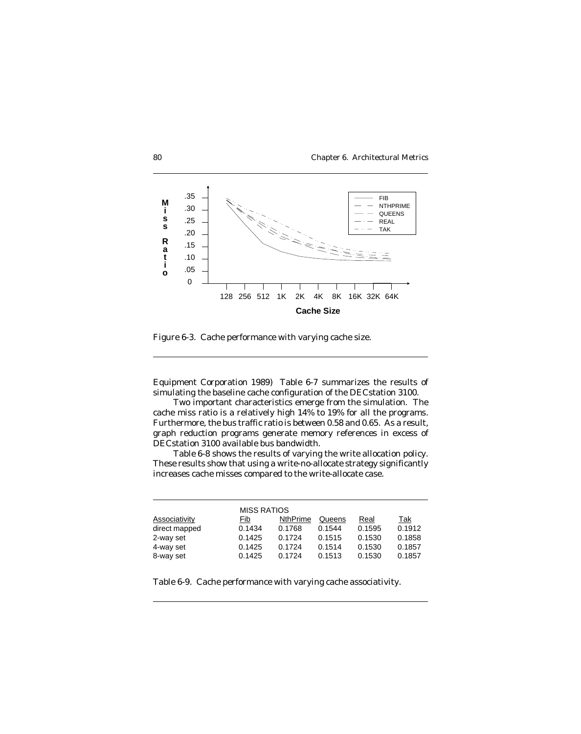Figure 6-3. Cache performance with varying cache size.

Equipment Corporation 1989) Table 6-7 summarizes the results of simulating the baseline cache configuration of the DECstation 3100.

Two important characteristics emerge from the simulation. The cache miss ratio is a relatively high 14% to 19% for all the programs. Furthermore, the bus traffic ratio is between 0.58 and 0.65. As a result, graph reduction programs generate memory references in excess of DECstation 3100 available bus bandwidth.

Table 6-8 shows the results of varying the write allocation policy. These results show that using a write-no-allocate strategy significantly increases cache misses compared to the write-allocate case.

| | MISS RATIOS | | | | |
|---|---|---|---|---|---|
| Associativity | Fib | NthPrime | Queens | Real | Tak |
| direct mapped | 0.1434 | 0.1768 | 0.1544 | 0.1595 | 0.1912 |
| 2-way set | 0.1425 | 0.1724 | 0.1515 | 0.1530 | 0.1858 |
| 4-way set | 0.1425 | 0.1724 | 0.1514 | 0.1530 | 0.1857 |
| 8-way set | 0.1425 | 0.1724 | 0.1513 | 0.1530 | 0.1857 |

Table 6-9. Cache performance with varying cache associativity.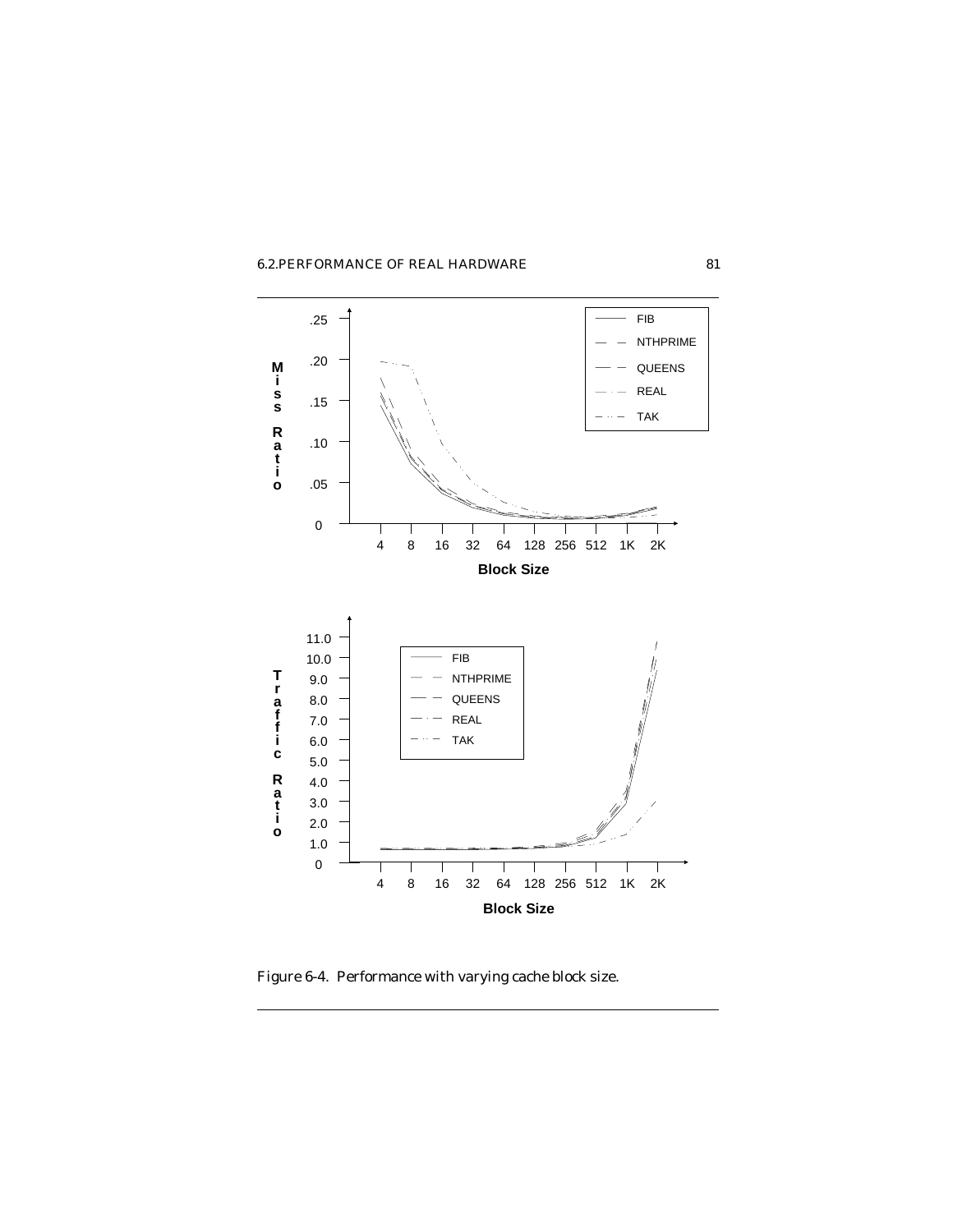Figure 6-4. Performance with varying cache block size.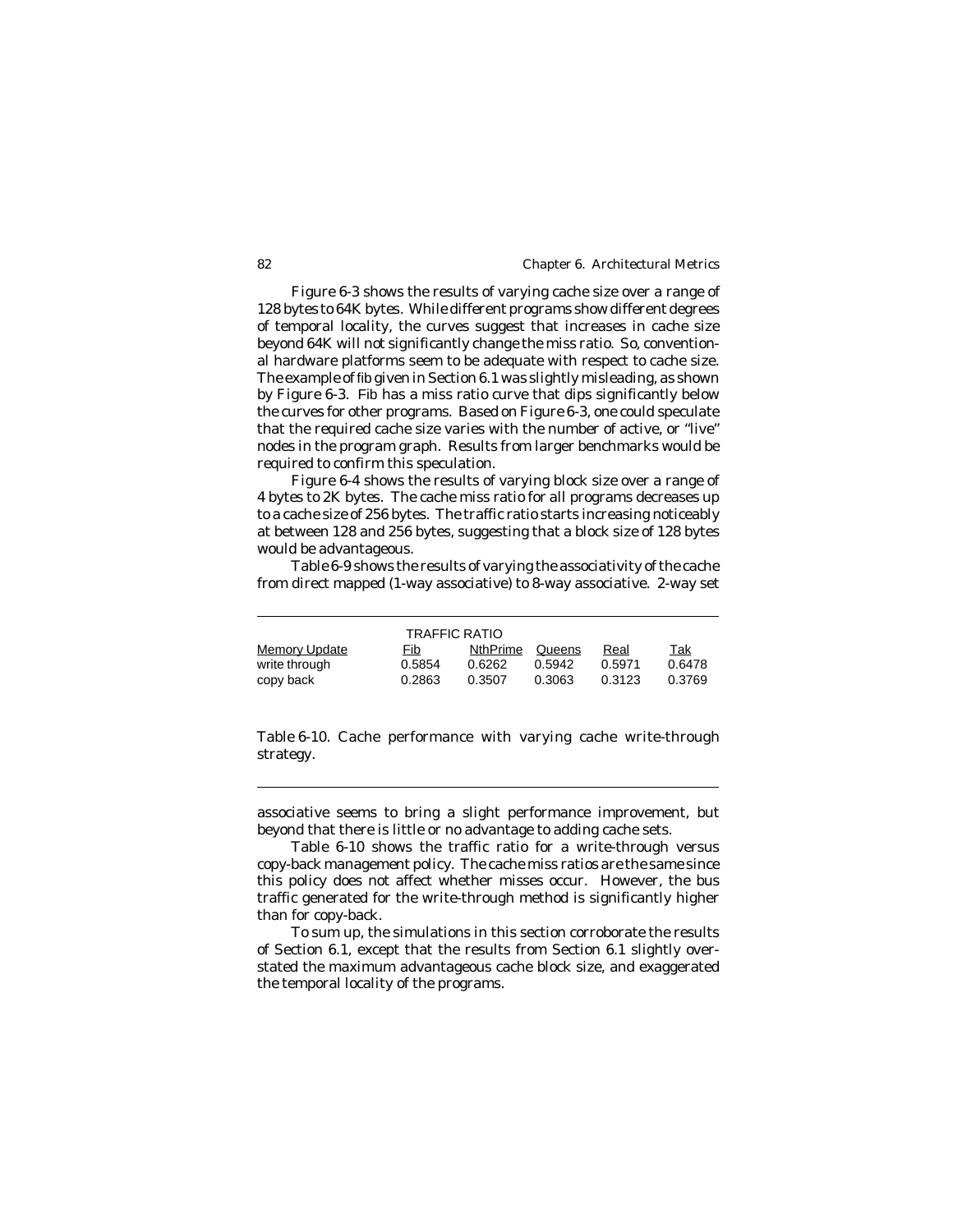Figure 6-3 shows the results of varying cache size over a range of 128 bytes to 64K bytes. While different programs show different degrees of temporal locality, the curves suggest that increases in cache size beyond 64K will not significantly change the miss ratio. So, conventional hardware platforms seem to be adequate with respect to cache size. The example of fib given in Section 6.1 was slightly misleading, as shown by Figure 6-3. Fib has a miss ratio curve that dips significantly below the curves for other programs. Based on Figure 6-3, one could speculate that the required cache size varies with the number of active, or "live" nodes in the program graph. Results from larger benchmarks would be required to confirm this speculation.

Figure 6-4 shows the results of varying block size over a range of 4 bytes to 2K bytes. The cache miss ratio for all programs decreases up to a cache size of 256 bytes. The traffic ratio starts increasing noticeably at between 128 and 256 bytes, suggesting that a block size of 128 bytes would be advantageous.

Table 6-9 shows the results of varying the associativity of the cache from direct mapped (1-way associative) to 8-way associative. 2-way set associative seems to bring a slight performance improvement, but beyond that there is little or no advantage to adding cache sets.

| | TRAFFIC RATIO | | | | |
|---|---|---|---|---|---|
| Memory Update | Fib | NthPrime | Queens | Real | Tak |
| write through | 0.5854 | 0.6262 | 0.5942 | 0.5971 | 0.6478 |
| copy back | 0.2863 | 0.3507 | 0.3063 | 0.3123 | 0.3769 |

Table 6-10. Cache performance with varying cache write-through strategy.

Table 6-10 shows the traffic ratio for a write-through versus copy-back management policy. The cache miss ratios are the same since this policy does not affect whether misses occur. However, the bus traffic generated for the write-through method is significantly higher than for copy-back.

To sum up, the simulations in this section corroborate the results of Section 6.1, except that the results from Section 6.1 slightly overstated the maximum advantageous cache block size, and exaggerated the temporal locality of the programs.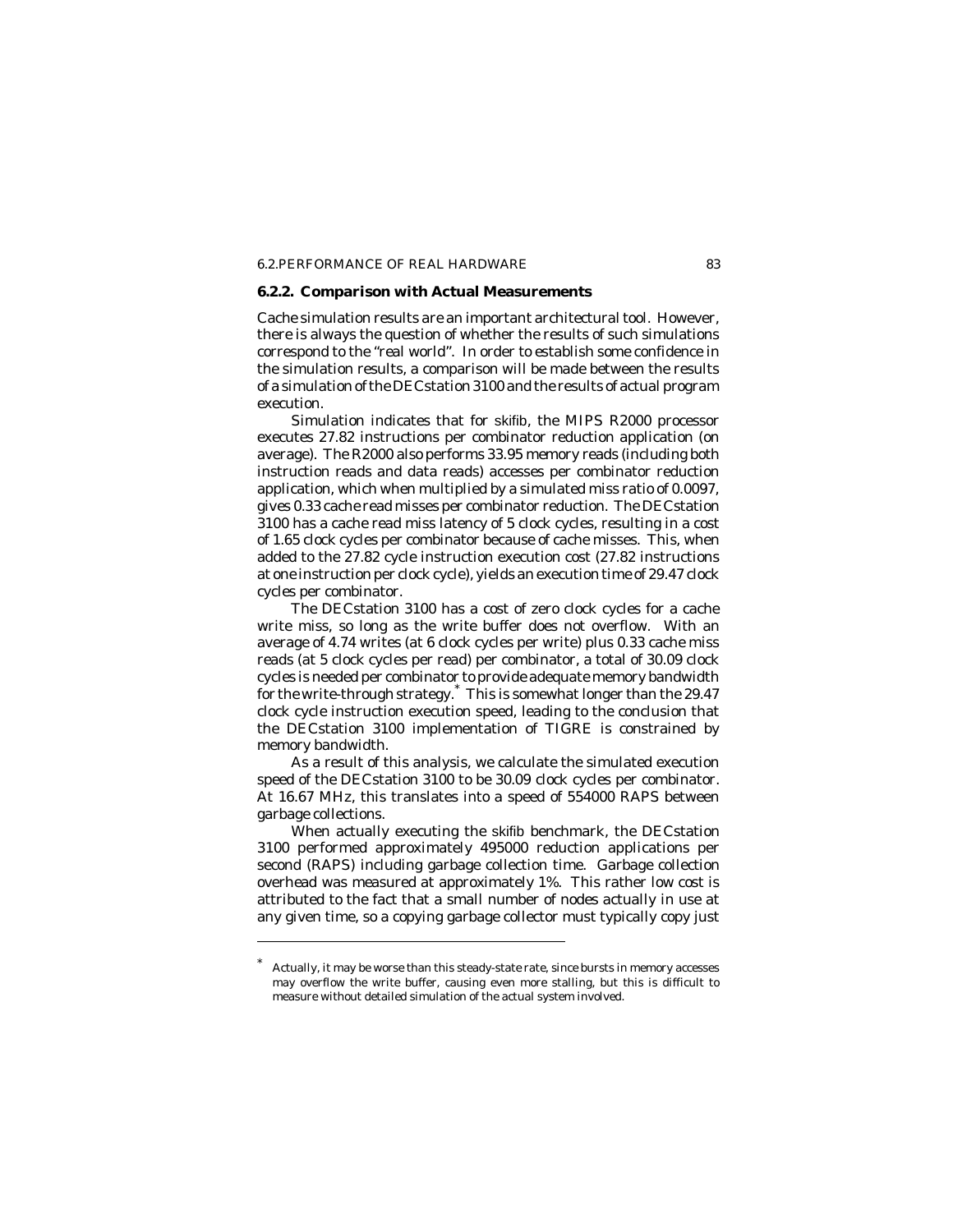### 6.2.2. Comparison with Actual Measurements

Cache simulation results are an important architectural tool. However, there is always the question of whether the results of such simulations correspond to the "real world". In order to establish some confidence in the simulation results, a comparison will be made between the results of a simulation of the DECstation 3100 and the results of actual program execution.

Simulation indicates that for skifib, the MIPS R2000 processor executes 27.82 instructions per combinator reduction application (on average). The R2000 also performs 33.95 memory reads (including both instruction reads and data reads) accesses per combinator reduction application, which when multiplied by a simulated miss ratio of 0.0097, gives 0.33 cache read misses per combinator reduction. The DECstation 3100 has a cache read miss latency of 5 clock cycles, resulting in a cost of 1.65 clock cycles per combinator because of cache misses. This, when added to the 27.82 cycle instruction execution cost (27.82 instructions at one instruction per clock cycle), yields an execution time of 29.47 clock cycles per combinator.

The DECstation 3100 has a cost of zero clock cycles for a cache write miss, so long as the write buffer does not overflow. With an average of 4.74 writes (at 6 clock cycles per write) plus 0.33 cache miss reads (at 5 clock cycles per read) per combinator, a total of 30.09 clock cycles is needed per combinator to provide adequate memory bandwidth for the write-through strategy.* This is somewhat longer than the 29.47 clock cycle instruction execution speed, leading to the conclusion that the DECstation 3100 implementation of TIGRE is constrained by memory bandwidth.

As a result of this analysis, we calculate the simulated execution speed of the DECstation 3100 to be 30.09 clock cycles per combinator. At 16.67 MHz, this translates into a speed of 554000 RAPS between garbage collections.

When actually executing the skifib benchmark, the DECstation 3100 performed approximately 495000 reduction applications per second (RAPS) including garbage collection time. Garbage collection overhead was measured at approximately 1%. This rather low cost is attributed to the fact that a small number of nodes actually in use at any given time, so a copying garbage collector must typically copy just

---

* Actually, it may be worse than this steady-state rate, since bursts in memory accesses may overflow the write buffer, causing even more stalling, but this is difficult to measure without detailed simulation of the actual system involved.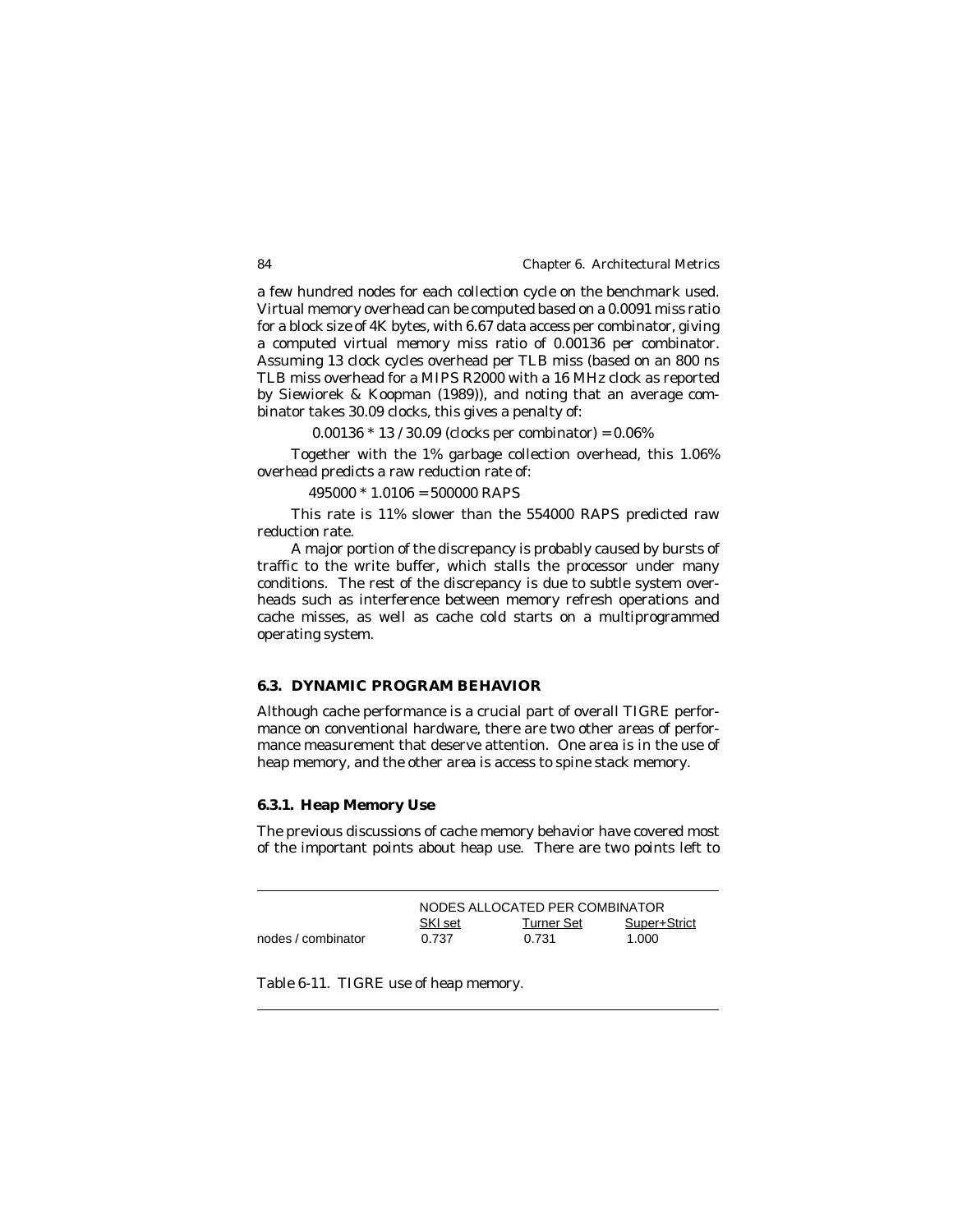a few hundred nodes for each collection cycle on the benchmark used. Virtual memory overhead can be computed based on a 0.0091 miss ratio for a block size of 4K bytes, with 6.67 data access per combinator, giving a computed virtual memory miss ratio of 0.00136 per combinator. Assuming 13 clock cycles overhead per TLB miss (based on an 800 ns TLB miss overhead for a MIPS R2000 with a 16 MHz clock as reported by Siewiorek & Koopman (1989)), and noting that an average combinator takes 30.09 clocks, this gives a penalty of:

$$0.00136 * 13 / 30.09 \text{ (clocks per combinator)} = 0.06\%$$

Together with the 1% garbage collection overhead, this 1.06% overhead predicts a raw reduction rate of:

$$495000 * 1.0106 = 500000 \text{ RAPS}$$

This rate is 11% slower than the 554000 RAPS predicted raw reduction rate.

A major portion of the discrepancy is probably caused by bursts of traffic to the write buffer, which stalls the processor under many conditions. The rest of the discrepancy is due to subtle system overheads such as interference between memory refresh operations and cache misses, as well as cache cold starts on a multiprogrammed operating system.

## 6.3. DYNAMIC PROGRAM BEHAVIOR

Although cache performance is a crucial part of overall TIGRE performance on conventional hardware, there are two other areas of performance measurement that deserve attention. One area is in the use of heap memory, and the other area is access to spine stack memory.

### 6.3.1. Heap Memory Use

The previous discussions of cache memory behavior have covered most of the important points about heap use. There are two points left to

| | NODES ALLOCATED PER COMBINATOR | | |
|---|---|---|---|
| | SKI set | Turner Set | Super+Strict |
| nodes / combinator | 0.737 | 0.731 | 1.000 |

Table 6-11. TIGRE use of heap memory.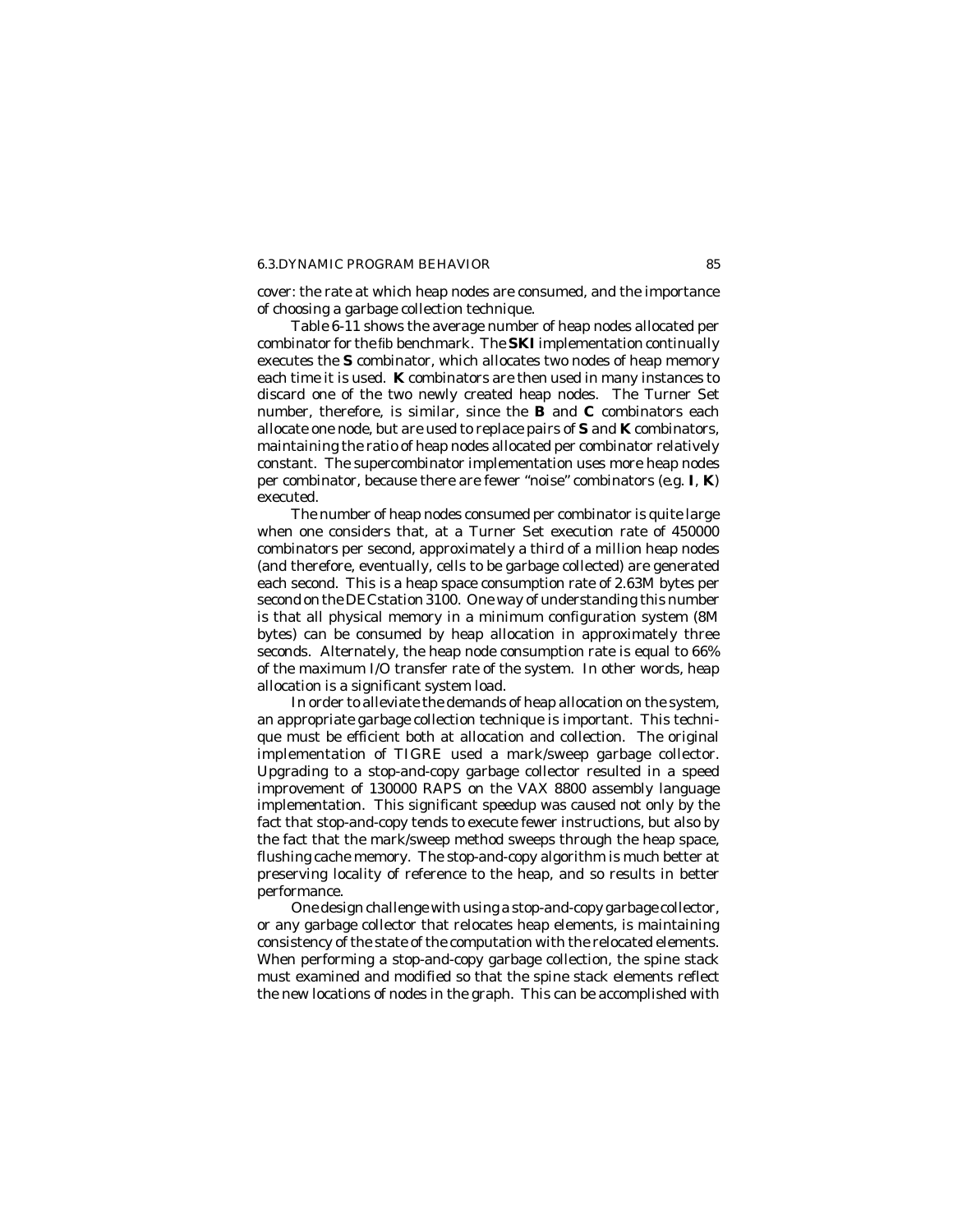cover: the rate at which heap nodes are consumed, and the importance of choosing a garbage collection technique.

Table 6-11 shows the average number of heap nodes allocated per combinator for the fib benchmark. The **SKI** implementation continually executes the **S** combinator, which allocates two nodes of heap memory each time it is used. **K** combinators are then used in many instances to discard one of the two newly created heap nodes. The Turner Set number, therefore, is similar, since the **B** and **C** combinators each allocate one node, but are used to replace pairs of **S** and **K** combinators, maintaining the ratio of heap nodes allocated per combinator relatively constant. The supercombinator implementation uses more heap nodes per combinator, because there are fewer "noise" combinators (e.g. **I**, **K**) executed.

The number of heap nodes consumed per combinator is quite large when one considers that, at a Turner Set execution rate of 450000 combinators per second, approximately a third of a million heap nodes (and therefore, eventually, cells to be garbage collected) are generated each second. This is a heap space consumption rate of 2.63M bytes per second on the DECstation 3100. One way of understanding this number is that all physical memory in a minimum configuration system (8M bytes) can be consumed by heap allocation in approximately three seconds. Alternately, the heap node consumption rate is equal to 66% of the maximum I/O transfer rate of the system. In other words, heap allocation is a significant system load.

In order to alleviate the demands of heap allocation on the system, an appropriate garbage collection technique is important. This technique must be efficient both at allocation and collection. The original implementation of TIGRE used a mark/sweep garbage collector. Upgrading to a stop-and-copy garbage collector resulted in a speed improvement of 130000 RAPS on the VAX 8800 assembly language implementation. This significant speedup was caused not only by the fact that stop-and-copy tends to execute fewer instructions, but also by the fact that the mark/sweep method sweeps through the heap space, flushing cache memory. The stop-and-copy algorithm is much better at preserving locality of reference to the heap, and so results in better performance.

One design challenge with using a stop-and-copy garbage collector, or any garbage collector that relocates heap elements, is maintaining consistency of the state of the computation with the relocated elements. When performing a stop-and-copy garbage collection, the spine stack must examined and modified so that the spine stack elements reflect the new locations of nodes in the graph. This can be accomplished with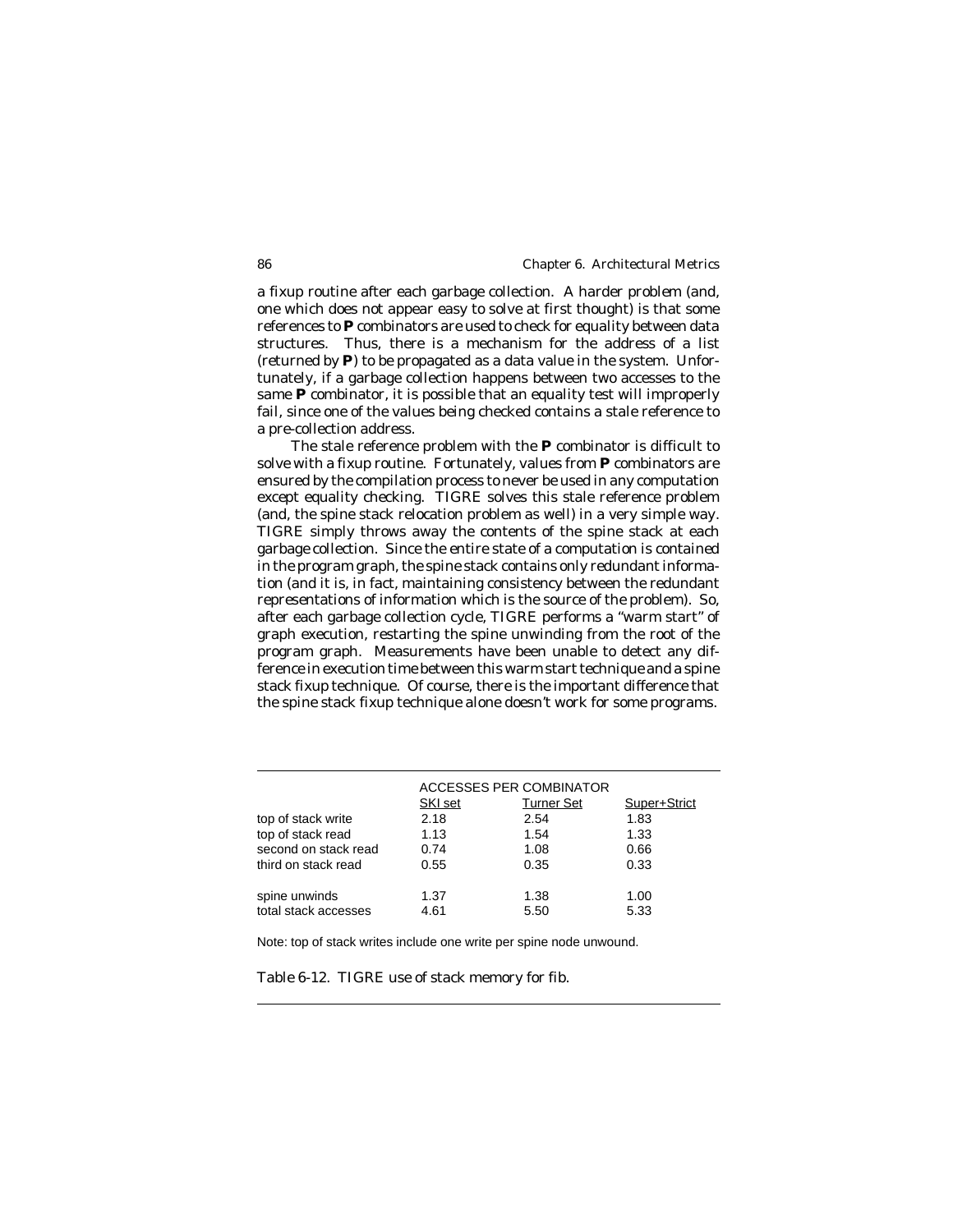a fixup routine after each garbage collection. A harder problem (and, one which does not appear easy to solve at first thought) is that some references to **P** combinators are used to check for equality between data structures. Thus, there is a mechanism for the address of a list (returned by **P**) to be propagated as a data value in the system. Unfortunately, if a garbage collection happens between two accesses to the same **P** combinator, it is possible that an equality test will improperly fail, since one of the values being checked contains a stale reference to a pre-collection address.

The stale reference problem with the **P** combinator is difficult to solve with a fixup routine. Fortunately, values from **P** combinators are ensured by the compilation process to never be used in any computation except equality checking. TIGRE solves this stale reference problem (and, the spine stack relocation problem as well) in a very simple way. TIGRE simply throws away the contents of the spine stack at each garbage collection. Since the entire state of a computation is contained in the program graph, the spine stack contains only redundant information (and it is, in fact, maintaining consistency between the redundant representations of information which is the source of the problem). So, after each garbage collection cycle, TIGRE performs a "warm start" of graph execution, restarting the spine unwinding from the root of the program graph. Measurements have been unable to detect any difference in execution time between this warm start technique and a spine stack fixup technique. Of course, there is the important difference that the spine stack fixup technique alone doesn't work for some programs.

| | ACCESSES PER COMBINATOR | | |
|---|---|---|---|
| | SKI set | Turner Set | Super+Strict |
| top of stack write | 2.18 | 2.54 | 1.83 |
| top of stack read | 1.13 | 1.54 | 1.33 |
| second on stack read | 0.74 | 1.08 | 0.66 |
| third on stack read | 0.55 | 0.35 | 0.33 |
| spine unwinds | 1.37 | 1.38 | 1.00 |
| total stack accesses | 4.61 | 5.50 | 5.33 |

Note: top of stack writes include one write per spine node unwound.

Table 6-12. TIGRE use of stack memory for fib.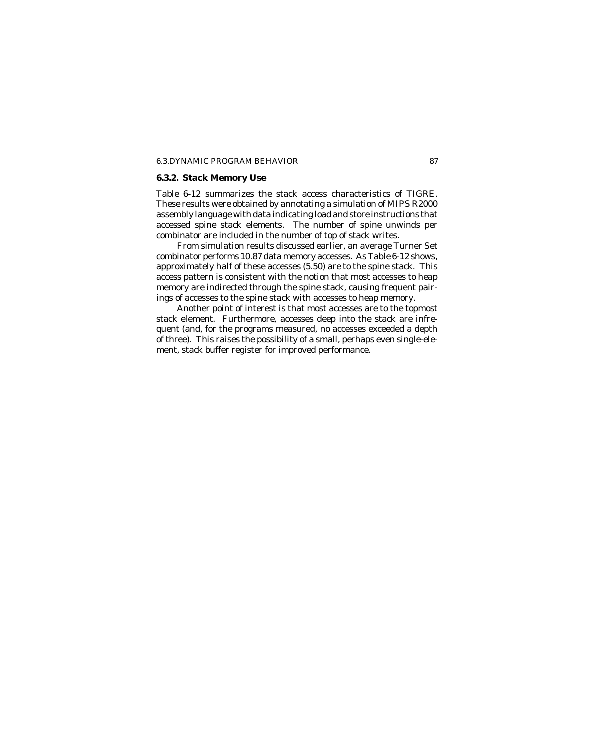### 6.3.2. Stack Memory Use

Table 6-12 summarizes the stack access characteristics of TIGRE. These results were obtained by annotating a simulation of MIPS R2000 assembly language with data indicating load and store instructions that accessed spine stack elements. The number of spine unwinds per combinator are included in the number of top of stack writes.

From simulation results discussed earlier, an average Turner Set combinator performs 10.87 data memory accesses. As Table 6-12 shows, approximately half of these accesses (5.50) are to the spine stack. This access pattern is consistent with the notion that most accesses to heap memory are indirected through the spine stack, causing frequent pairings of accesses to the spine stack with accesses to heap memory.

Another point of interest is that most accesses are to the topmost stack element. Furthermore, accesses deep into the stack are infrequent (and, for the programs measured, no accesses exceeded a depth of three). This raises the possibility of a small, perhaps even single-element, stack buffer register for improved performance.